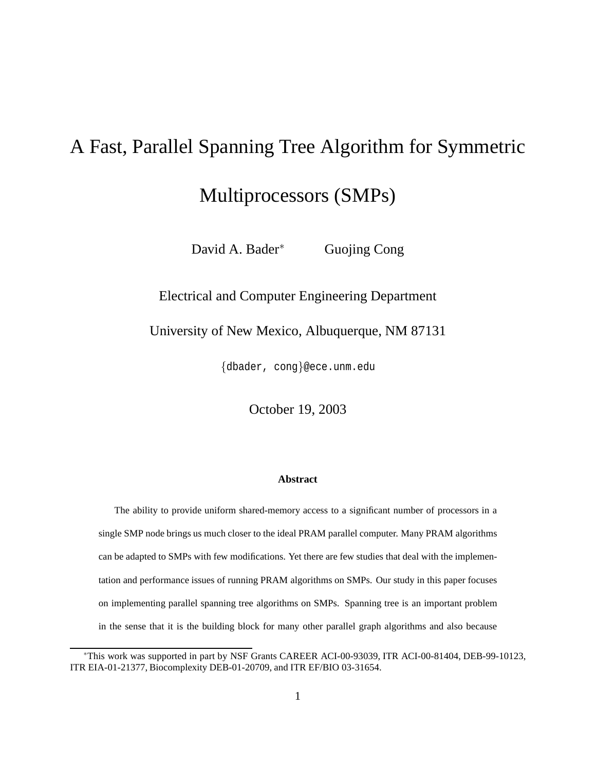# A Fast, Parallel Spanning Tree Algorithm for Symmetric Multiprocessors (SMPs)

David A. Bader* Guojing Cong

Electrical and Computer Engineering Department

University of New Mexico, Albuquerque, NM 87131

{dbader, cong}@ece.unm.edu

October 19, 2003

**Abstract**

The ability to provide uniform shared-memory access to a significant number of processors in a single SMP node brings us much closer to the ideal PRAM parallel computer. Many PRAM algorithms can be adapted to SMPs with few modifications. Yet there are few studies that deal with the implementation and performance issues of running PRAM algorithms on SMPs. Our study in this paper focuses on implementing parallel spanning tree algorithms on SMPs. Spanning tree is an important problem in the sense that it is the building block for many other parallel graph algorithms and also because

---

*This work was supported in part by NSF Grants CAREER ACI-00-93039, ITR ACI-00-81404, DEB-99-10123, ITR EIA-01-21377, Biocomplexity DEB-01-20709, and ITR EF/BIO 03-31654.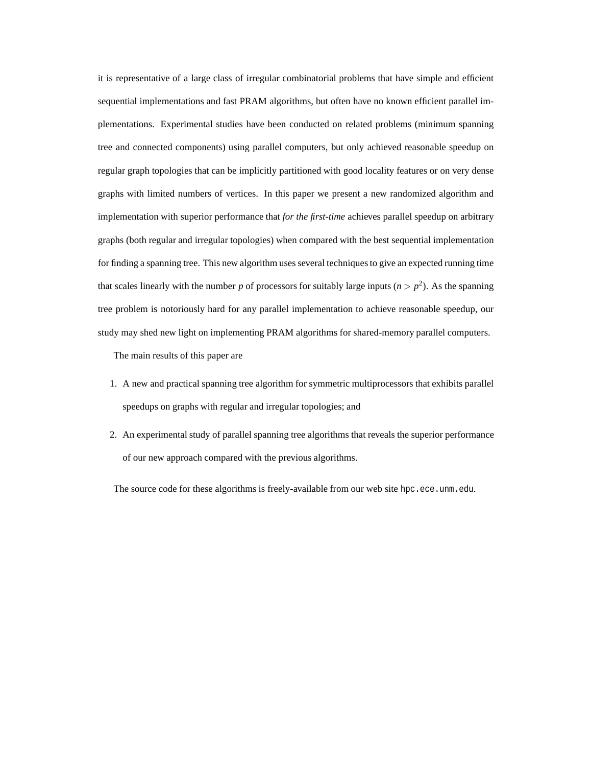it is representative of a large class of irregular combinatorial problems that have simple and efficient sequential implementations and fast PRAM algorithms, but often have no known efficient parallel implementations. Experimental studies have been conducted on related problems (minimum spanning tree and connected components) using parallel computers, but only achieved reasonable speedup on regular graph topologies that can be implicitly partitioned with good locality features or on very dense graphs with limited numbers of vertices. In this paper we present a new randomized algorithm and implementation with superior performance that *for the first-time* achieves parallel speedup on arbitrary graphs (both regular and irregular topologies) when compared with the best sequential implementation for finding a spanning tree. This new algorithm uses several techniques to give an expected running time that scales linearly with the number $p$ of processors for suitably large inputs ($n > p^2$). As the spanning tree problem is notoriously hard for any parallel implementation to achieve reasonable speedup, our study may shed new light on implementing PRAM algorithms for shared-memory parallel computers.

The main results of this paper are

1. A new and practical spanning tree algorithm for symmetric multiprocessors that exhibits parallel speedups on graphs with regular and irregular topologies; and
2. An experimental study of parallel spanning tree algorithms that reveals the superior performance of our new approach compared with the previous algorithms.

The source code for these algorithms is freely-available from our web site `hpc.ece.unm.edu`.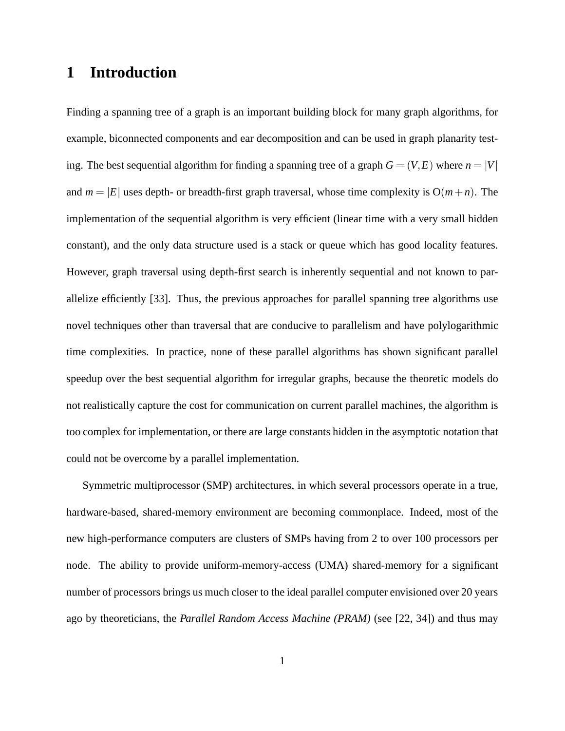# 1 Introduction

Finding a spanning tree of a graph is an important building block for many graph algorithms, for example, biconnected components and ear decomposition and can be used in graph planarity testing. The best sequential algorithm for finding a spanning tree of a graph $G = (V,E)$ where $n = |V|$ and $m = |E|$ uses depth- or breadth-first graph traversal, whose time complexity is $\mathrm{O}(m+n)$. The implementation of the sequential algorithm is very efficient (linear time with a very small hidden constant), and the only data structure used is a stack or queue which has good locality features. However, graph traversal using depth-first search is inherently sequential and not known to parallelize efficiently [33]. Thus, the previous approaches for parallel spanning tree algorithms use novel techniques other than traversal that are conducive to parallelism and have polylogarithmic time complexities. In practice, none of these parallel algorithms has shown significant parallel speedup over the best sequential algorithm for irregular graphs, because the theoretic models do not realistically capture the cost for communication on current parallel machines, the algorithm is too complex for implementation, or there are large constants hidden in the asymptotic notation that could not be overcome by a parallel implementation.

Symmetric multiprocessor (SMP) architectures, in which several processors operate in a true, hardware-based, shared-memory environment are becoming commonplace. Indeed, most of the new high-performance computers are clusters of SMPs having from 2 to over 100 processors per node. The ability to provide uniform-memory-access (UMA) shared-memory for a significant number of processors brings us much closer to the ideal parallel computer envisioned over 20 years ago by theoreticians, the *Parallel Random Access Machine (PRAM)* (see [22, 34]) and thus may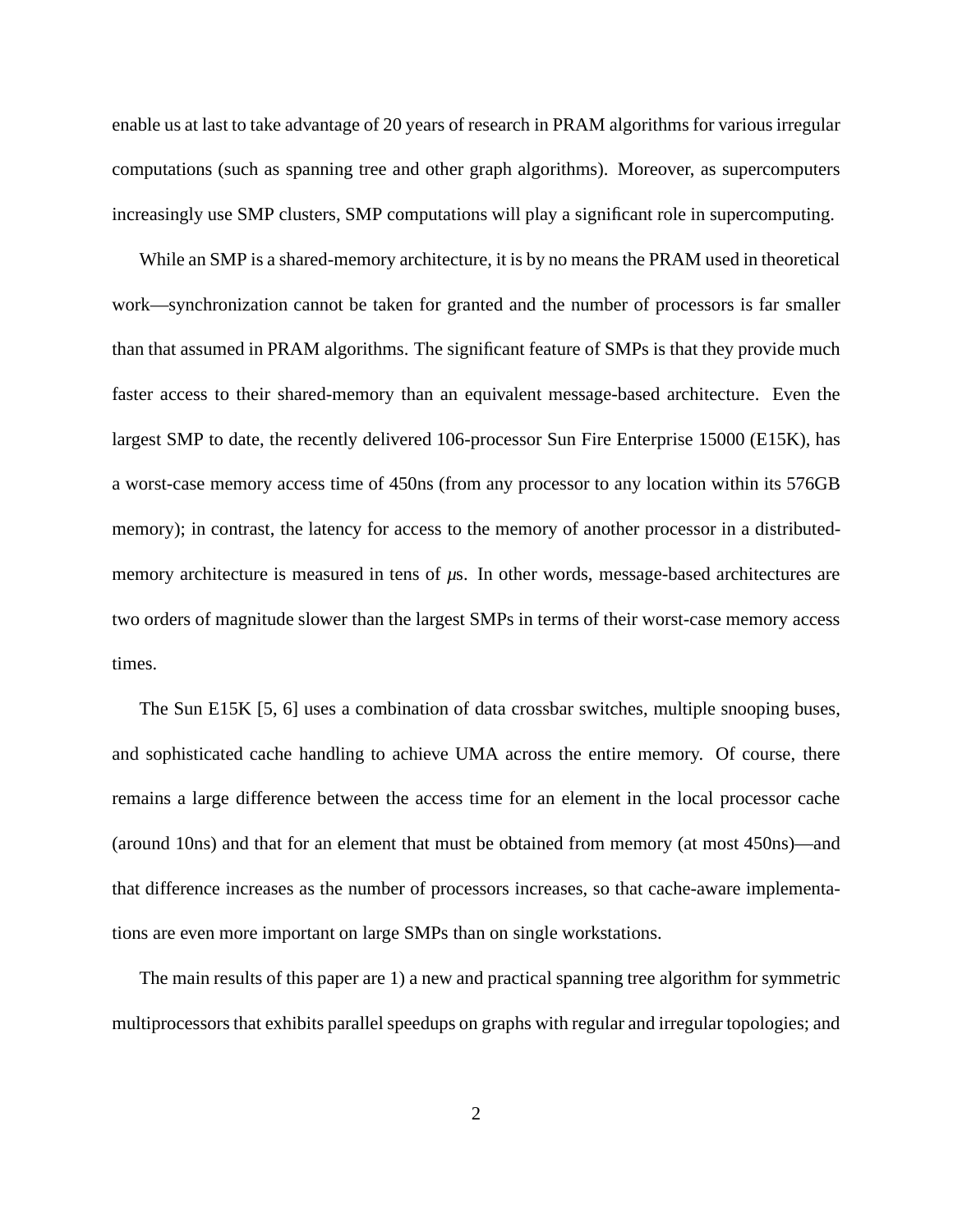enable us at last to take advantage of 20 years of research in PRAM algorithms for various irregular computations (such as spanning tree and other graph algorithms). Moreover, as supercomputers increasingly use SMP clusters, SMP computations will play a significant role in supercomputing.

While an SMP is a shared-memory architecture, it is by no means the PRAM used in theoretical work—synchronization cannot be taken for granted and the number of processors is far smaller than that assumed in PRAM algorithms. The significant feature of SMPs is that they provide much faster access to their shared-memory than an equivalent message-based architecture. Even the largest SMP to date, the recently delivered 106-processor Sun Fire Enterprise 15000 (E15K), has a worst-case memory access time of 450ns (from any processor to any location within its 576GB memory); in contrast, the latency for access to the memory of another processor in a distributed-memory architecture is measured in tens of $\mu$s. In other words, message-based architectures are two orders of magnitude slower than the largest SMPs in terms of their worst-case memory access times.

The Sun E15K [5, 6] uses a combination of data crossbar switches, multiple snooping buses, and sophisticated cache handling to achieve UMA across the entire memory. Of course, there remains a large difference between the access time for an element in the local processor cache (around 10ns) and that for an element that must be obtained from memory (at most 450ns)—and that difference increases as the number of processors increases, so that cache-aware implementations are even more important on large SMPs than on single workstations.

The main results of this paper are 1) a new and practical spanning tree algorithm for symmetric multiprocessors that exhibits parallel speedups on graphs with regular and irregular topologies; and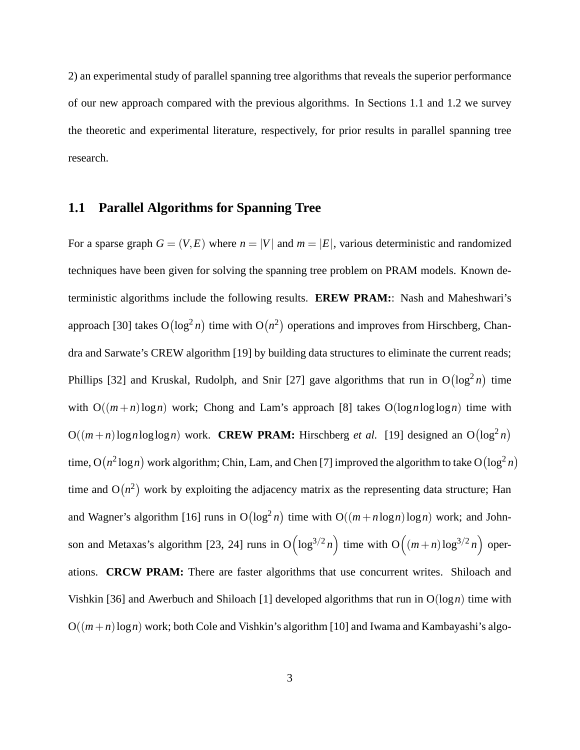2) an experimental study of parallel spanning tree algorithms that reveals the superior performance of our new approach compared with the previous algorithms. In Sections 1.1 and 1.2 we survey the theoretic and experimental literature, respectively, for prior results in parallel spanning tree research.

### 1.1 Parallel Algorithms for Spanning Tree

For a sparse graph $G = (V, E)$ where $n = |V|$ and $m = |E|$, various deterministic and randomized techniques have been given for solving the spanning tree problem on PRAM models. Known deterministic algorithms include the following results. **EREW PRAM:**: Nash and Maheshwari's approach [30] takes $O(\log^2 n)$ time with $O(n^2)$ operations and improves from Hirschberg, Chandra and Sarwate's CREW algorithm [19] by building data structures to eliminate the current reads; Phillips [32] and Kruskal, Rudolph, and Snir [27] gave algorithms that run in $O(\log^2 n)$ time with $O((m+n)\log n)$ work; Chong and Lam's approach [8] takes $O(\log n \log\log n)$ time with $O((m+n)\log n \log\log n)$ work. **CREW PRAM:** Hirschberg *et al.* [19] designed an $O(\log^2 n)$ time, $O(n^2 \log n)$ work algorithm; Chin, Lam, and Chen [7] improved the algorithm to take $O(\log^2 n)$ time and $O(n^2)$ work by exploiting the adjacency matrix as the representing data structure; Han and Wagner's algorithm [16] runs in $O(\log^2 n)$ time with $O((m + n\log n)\log n)$ work; and Johnson and Metaxas's algorithm [23, 24] runs in $O\left(\log^{3/2} n\right)$ time with $O\left((m+n)\log^{3/2} n\right)$ operations. **CRCW PRAM:** There are faster algorithms that use concurrent writes. Shiloach and Vishkin [36] and Awerbuch and Shiloach [1] developed algorithms that run in $O(\log n)$ time with $O((m+n)\log n)$ work; both Cole and Vishkin's algorithm [10] and Iwama and Kambayashi's algo-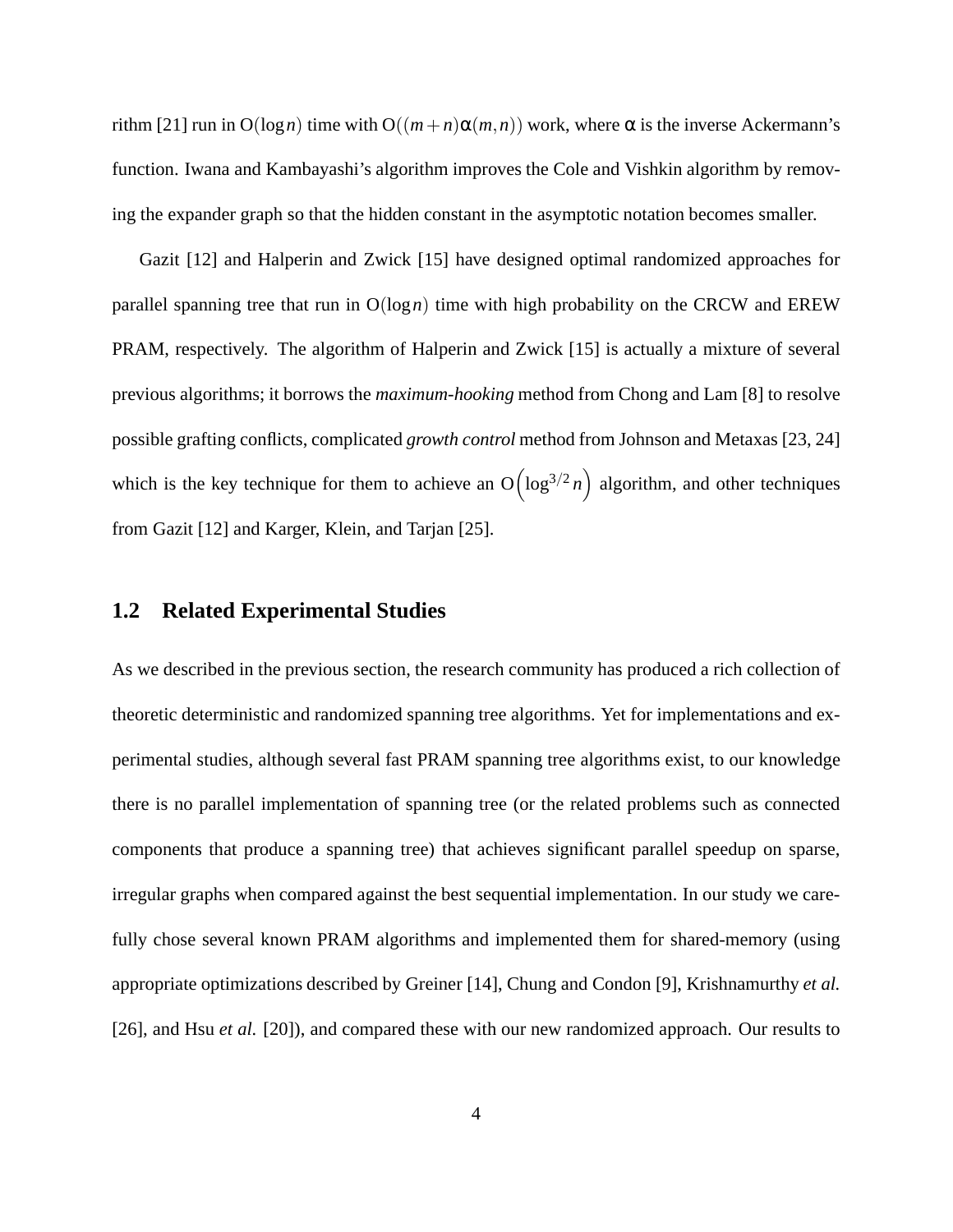rithm [21] run in $O(\log n)$ time with $O((m+n)\alpha(m,n))$ work, where $\alpha$ is the inverse Ackermann's function. Iwana and Kambayashi's algorithm improves the Cole and Vishkin algorithm by removing the expander graph so that the hidden constant in the asymptotic notation becomes smaller.

Gazit [12] and Halperin and Zwick [15] have designed optimal randomized approaches for parallel spanning tree that run in $O(\log n)$ time with high probability on the CRCW and EREW PRAM, respectively. The algorithm of Halperin and Zwick [15] is actually a mixture of several previous algorithms; it borrows the *maximum-hooking* method from Chong and Lam [8] to resolve possible grafting conflicts, complicated *growth control* method from Johnson and Metaxas [23, 24] which is the key technique for them to achieve an $O\left(\log^{3/2} n\right)$ algorithm, and other techniques from Gazit [12] and Karger, Klein, and Tarjan [25].

## 1.2 Related Experimental Studies

As we described in the previous section, the research community has produced a rich collection of theoretic deterministic and randomized spanning tree algorithms. Yet for implementations and experimental studies, although several fast PRAM spanning tree algorithms exist, to our knowledge there is no parallel implementation of spanning tree (or the related problems such as connected components that produce a spanning tree) that achieves significant parallel speedup on sparse, irregular graphs when compared against the best sequential implementation. In our study we carefully chose several known PRAM algorithms and implemented them for shared-memory (using appropriate optimizations described by Greiner [14], Chung and Condon [9], Krishnamurthy *et al.* [26], and Hsu *et al.* [20]), and compared these with our new randomized approach. Our results to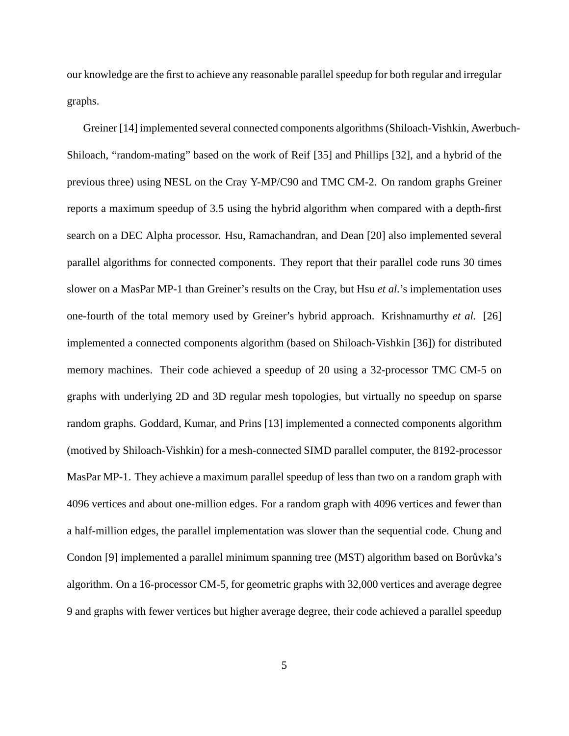our knowledge are the first to achieve any reasonable parallel speedup for both regular and irregular graphs.

Greiner [14] implemented several connected components algorithms (Shiloach-Vishkin, Awerbuch-Shiloach, “random-mating” based on the work of Reif [35] and Phillips [32], and a hybrid of the previous three) using NESL on the Cray Y-MP/C90 and TMC CM-2. On random graphs Greiner reports a maximum speedup of 3.5 using the hybrid algorithm when compared with a depth-first search on a DEC Alpha processor. Hsu, Ramachandran, and Dean [20] also implemented several parallel algorithms for connected components. They report that their parallel code runs 30 times slower on a MasPar MP-1 than Greiner's results on the Cray, but Hsu *et al.*'s implementation uses one-fourth of the total memory used by Greiner's hybrid approach. Krishnamurthy *et al.* [26] implemented a connected components algorithm (based on Shiloach-Vishkin [36]) for distributed memory machines. Their code achieved a speedup of 20 using a 32-processor TMC CM-5 on graphs with underlying 2D and 3D regular mesh topologies, but virtually no speedup on sparse random graphs. Goddard, Kumar, and Prins [13] implemented a connected components algorithm (motived by Shiloach-Vishkin) for a mesh-connected SIMD parallel computer, the 8192-processor MasPar MP-1. They achieve a maximum parallel speedup of less than two on a random graph with 4096 vertices and about one-million edges. For a random graph with 4096 vertices and fewer than a half-million edges, the parallel implementation was slower than the sequential code. Chung and Condon [9] implemented a parallel minimum spanning tree (MST) algorithm based on Borůvka's algorithm. On a 16-processor CM-5, for geometric graphs with 32,000 vertices and average degree 9 and graphs with fewer vertices but higher average degree, their code achieved a parallel speedup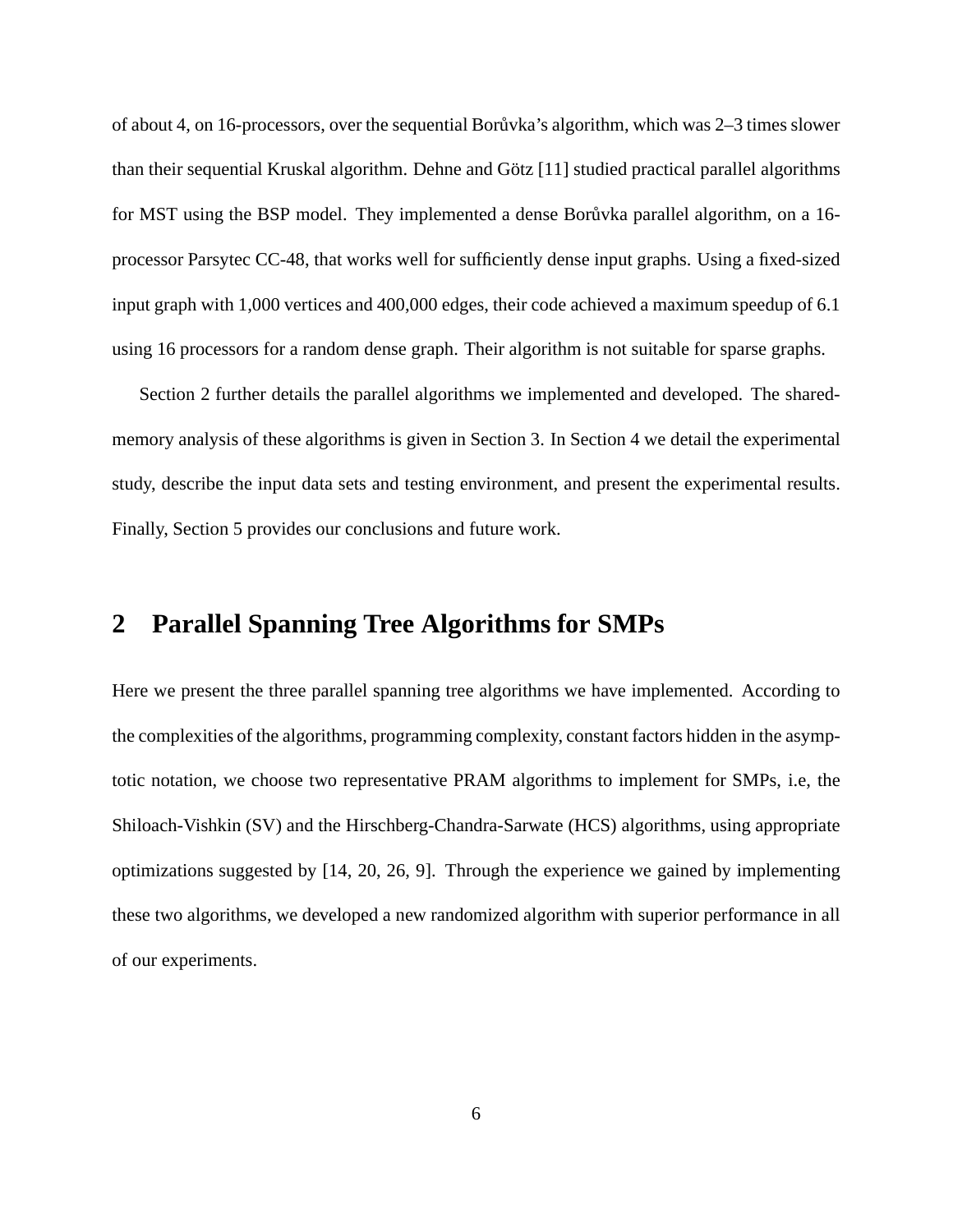of about 4, on 16-processors, over the sequential Borůvka's algorithm, which was 2–3 times slower than their sequential Kruskal algorithm. Dehne and Götz [11] studied practical parallel algorithms for MST using the BSP model. They implemented a dense Borůvka parallel algorithm, on a 16-processor Parsytec CC-48, that works well for sufficiently dense input graphs. Using a fixed-sized input graph with 1,000 vertices and 400,000 edges, their code achieved a maximum speedup of 6.1 using 16 processors for a random dense graph. Their algorithm is not suitable for sparse graphs.

Section 2 further details the parallel algorithms we implemented and developed. The shared-memory analysis of these algorithms is given in Section 3. In Section 4 we detail the experimental study, describe the input data sets and testing environment, and present the experimental results. Finally, Section 5 provides our conclusions and future work.

## 2 Parallel Spanning Tree Algorithms for SMPs

Here we present the three parallel spanning tree algorithms we have implemented. According to the complexities of the algorithms, programming complexity, constant factors hidden in the asymptotic notation, we choose two representative PRAM algorithms to implement for SMPs, i.e, the Shiloach-Vishkin (SV) and the Hirschberg-Chandra-Sarwate (HCS) algorithms, using appropriate optimizations suggested by [14, 20, 26, 9]. Through the experience we gained by implementing these two algorithms, we developed a new randomized algorithm with superior performance in all of our experiments.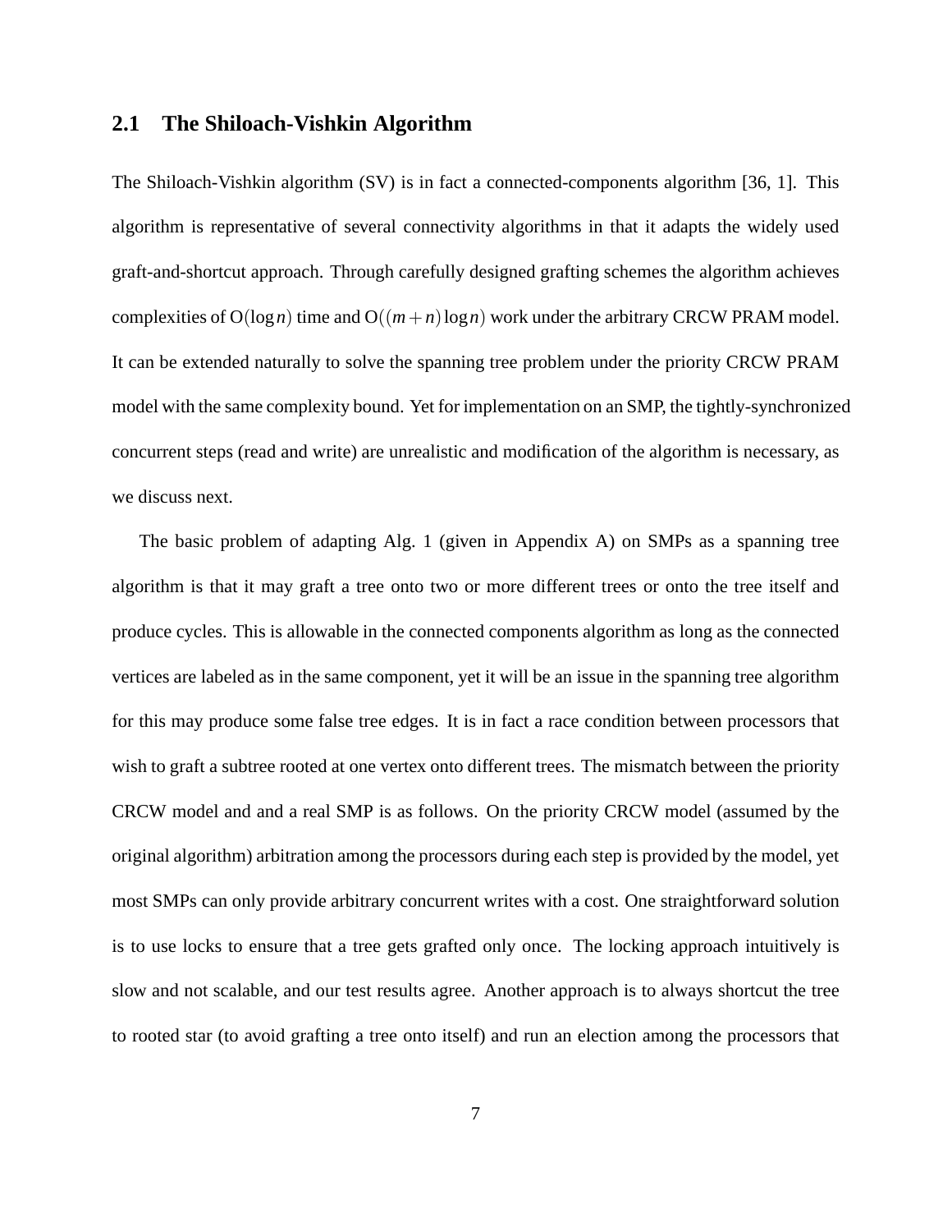## 2.1 The Shiloach-Vishkin Algorithm

The Shiloach-Vishkin algorithm (SV) is in fact a connected-components algorithm [36, 1]. This algorithm is representative of several connectivity algorithms in that it adapts the widely used graft-and-shortcut approach. Through carefully designed grafting schemes the algorithm achieves complexities of $O(\log n)$ time and $O((m+n)\log n)$ work under the arbitrary CRCW PRAM model. It can be extended naturally to solve the spanning tree problem under the priority CRCW PRAM model with the same complexity bound. Yet for implementation on an SMP, the tightly-synchronized concurrent steps (read and write) are unrealistic and modification of the algorithm is necessary, as we discuss next.

The basic problem of adapting Alg. 1 (given in Appendix A) on SMPs as a spanning tree algorithm is that it may graft a tree onto two or more different trees or onto the tree itself and produce cycles. This is allowable in the connected components algorithm as long as the connected vertices are labeled as in the same component, yet it will be an issue in the spanning tree algorithm for this may produce some false tree edges. It is in fact a race condition between processors that wish to graft a subtree rooted at one vertex onto different trees. The mismatch between the priority CRCW model and and a real SMP is as follows. On the priority CRCW model (assumed by the original algorithm) arbitration among the processors during each step is provided by the model, yet most SMPs can only provide arbitrary concurrent writes with a cost. One straightforward solution is to use locks to ensure that a tree gets grafted only once. The locking approach intuitively is slow and not scalable, and our test results agree. Another approach is to always shortcut the tree to rooted star (to avoid grafting a tree onto itself) and run an election among the processors that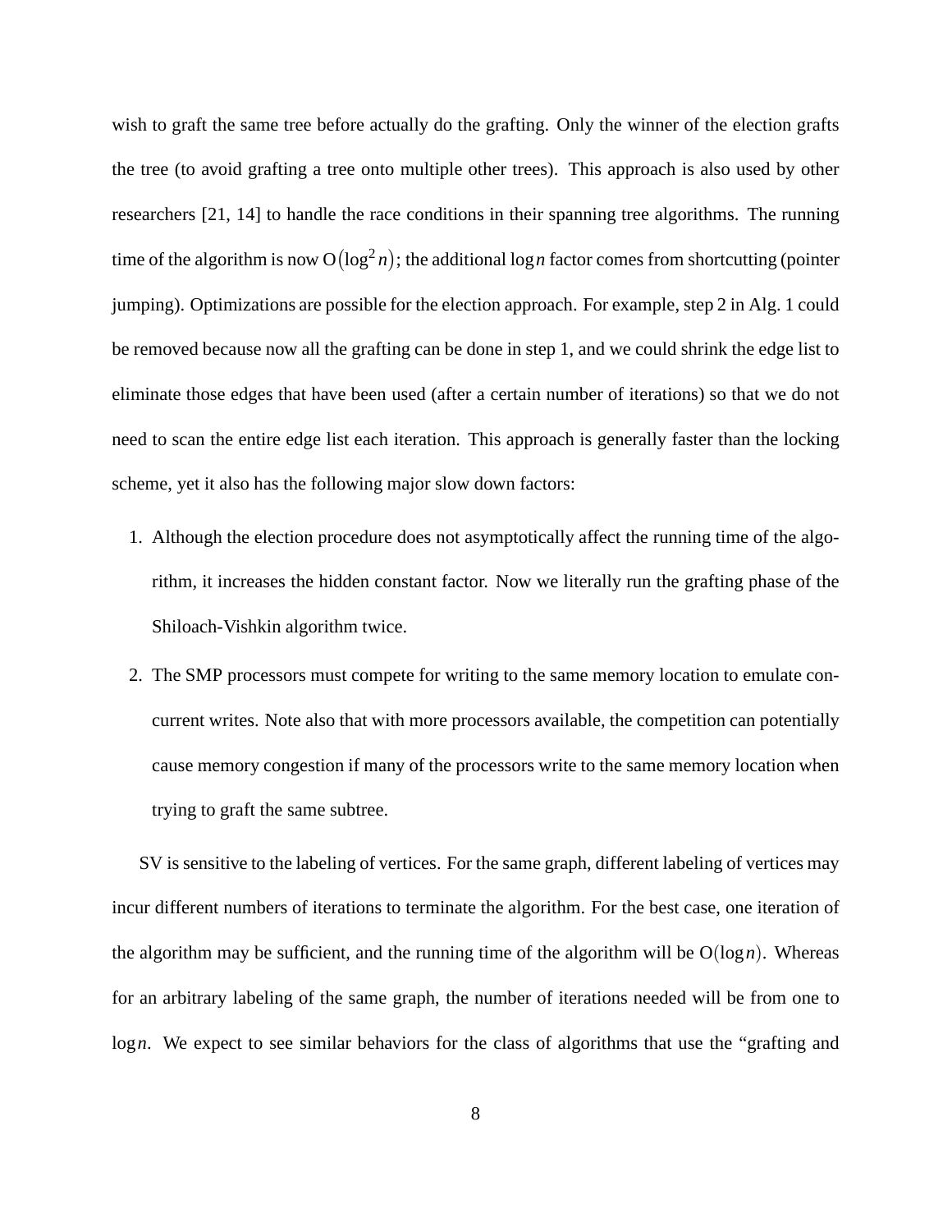wish to graft the same tree before actually do the grafting. Only the winner of the election grafts the tree (to avoid grafting a tree onto multiple other trees). This approach is also used by other researchers [21, 14] to handle the race conditions in their spanning tree algorithms. The running time of the algorithm is now $O(\log^2 n)$; the additional $\log n$ factor comes from shortcutting (pointer jumping). Optimizations are possible for the election approach. For example, step 2 in Alg. 1 could be removed because now all the grafting can be done in step 1, and we could shrink the edge list to eliminate those edges that have been used (after a certain number of iterations) so that we do not need to scan the entire edge list each iteration. This approach is generally faster than the locking scheme, yet it also has the following major slow down factors:

1. Although the election procedure does not asymptotically affect the running time of the algorithm, it increases the hidden constant factor. Now we literally run the grafting phase of the Shiloach-Vishkin algorithm twice.

2. The SMP processors must compete for writing to the same memory location to emulate concurrent writes. Note also that with more processors available, the competition can potentially cause memory congestion if many of the processors write to the same memory location when trying to graft the same subtree.

SV is sensitive to the labeling of vertices. For the same graph, different labeling of vertices may incur different numbers of iterations to terminate the algorithm. For the best case, one iteration of the algorithm may be sufficient, and the running time of the algorithm will be $O(\log n)$. Whereas for an arbitrary labeling of the same graph, the number of iterations needed will be from one to $\log n$. We expect to see similar behaviors for the class of algorithms that use the "grafting and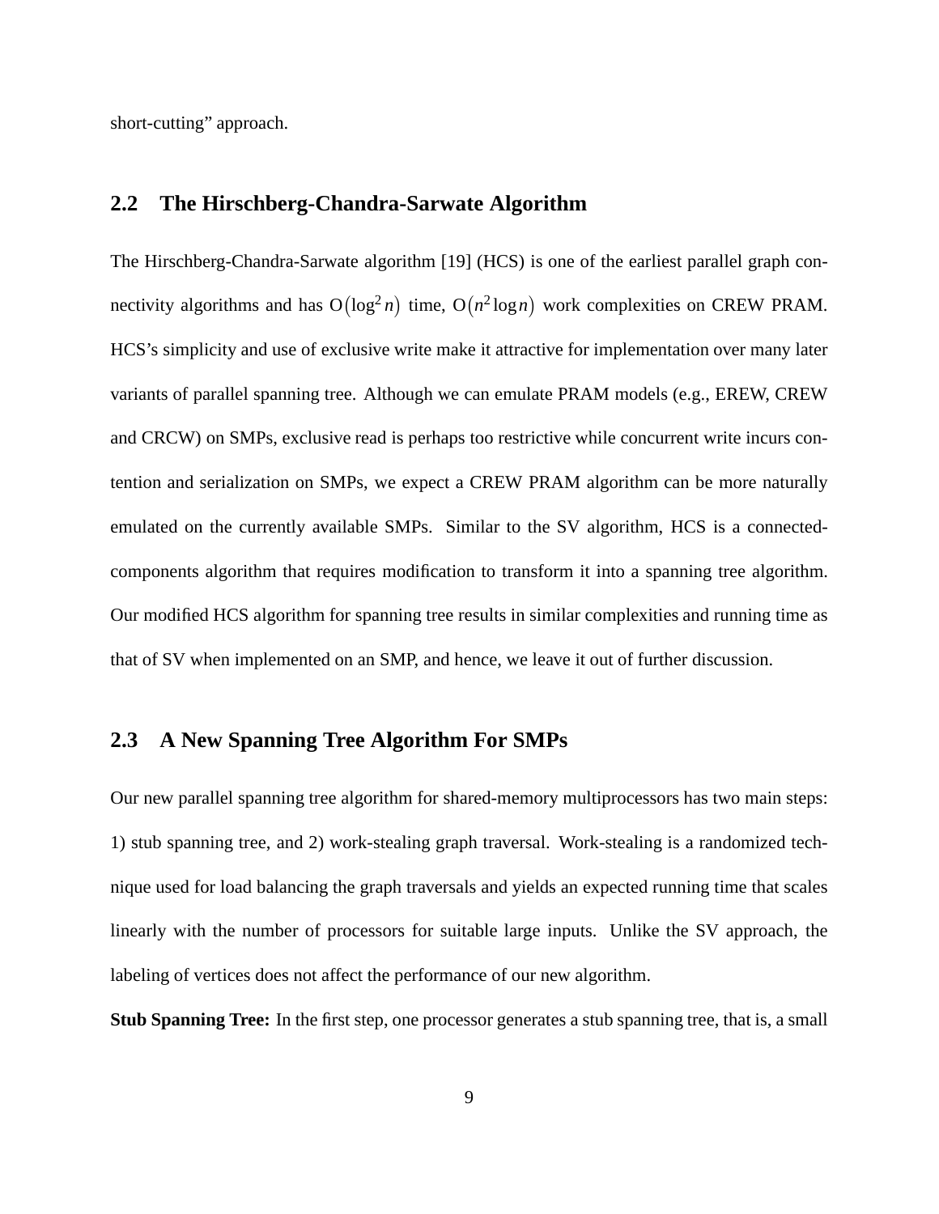short-cutting" approach.

## 2.2 The Hirschberg-Chandra-Sarwate Algorithm

The Hirschberg-Chandra-Sarwate algorithm [19] (HCS) is one of the earliest parallel graph connectivity algorithms and has $O(\log^2 n)$ time, $O(n^2 \log n)$ work complexities on CREW PRAM. HCS's simplicity and use of exclusive write make it attractive for implementation over many later variants of parallel spanning tree. Although we can emulate PRAM models (e.g., EREW, CREW and CRCW) on SMPs, exclusive read is perhaps too restrictive while concurrent write incurs contention and serialization on SMPs, we expect a CREW PRAM algorithm can be more naturally emulated on the currently available SMPs. Similar to the SV algorithm, HCS is a connected-components algorithm that requires modification to transform it into a spanning tree algorithm. Our modified HCS algorithm for spanning tree results in similar complexities and running time as that of SV when implemented on an SMP, and hence, we leave it out of further discussion.

## 2.3 A New Spanning Tree Algorithm For SMPs

Our new parallel spanning tree algorithm for shared-memory multiprocessors has two main steps: 1) stub spanning tree, and 2) work-stealing graph traversal. Work-stealing is a randomized technique used for load balancing the graph traversals and yields an expected running time that scales linearly with the number of processors for suitable large inputs. Unlike the SV approach, the labeling of vertices does not affect the performance of our new algorithm.

**Stub Spanning Tree:** In the first step, one processor generates a stub spanning tree, that is, a small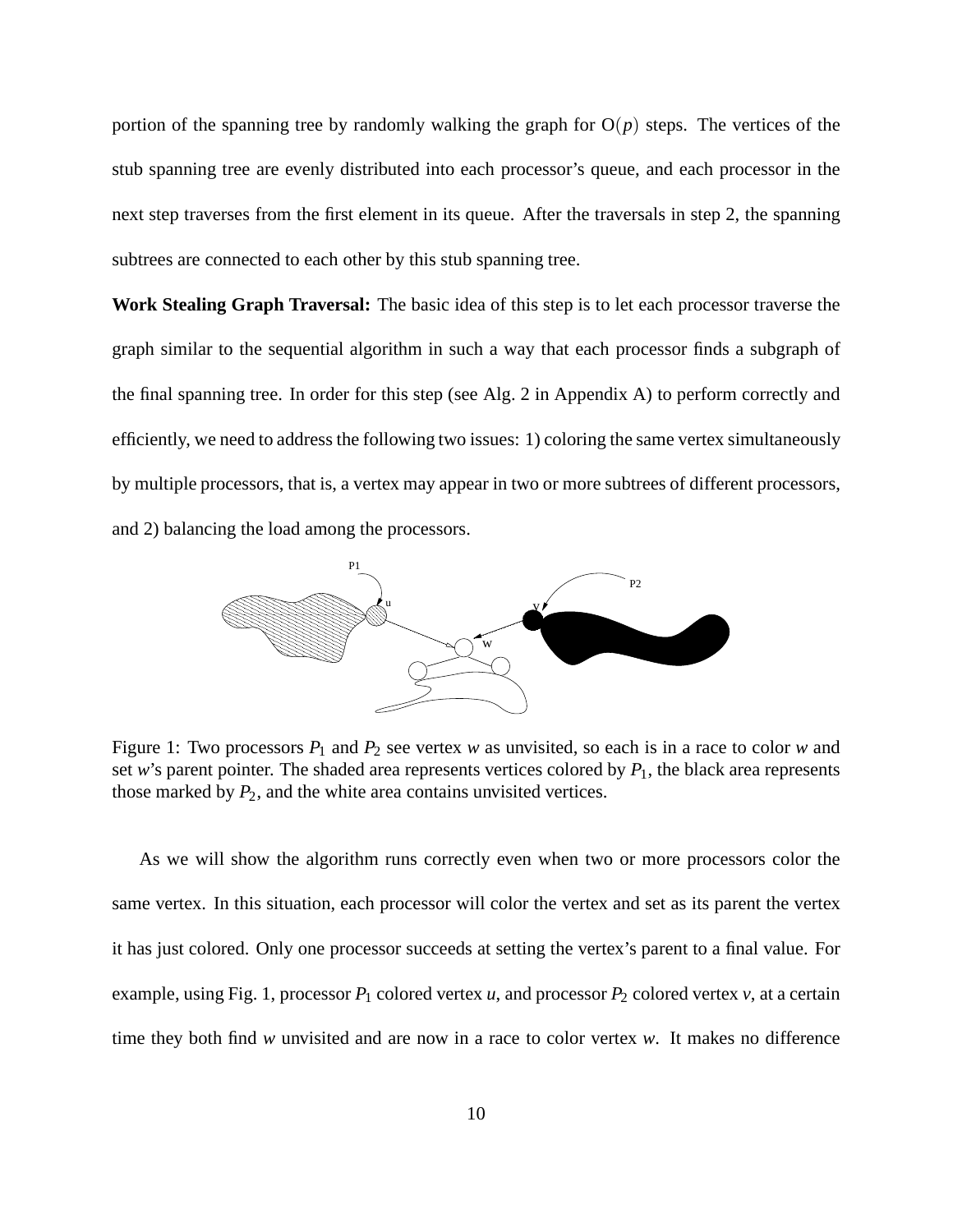portion of the spanning tree by randomly walking the graph for $O(p)$ steps. The vertices of the stub spanning tree are evenly distributed into each processor's queue, and each processor in the next step traverses from the first element in its queue. After the traversals in step 2, the spanning subtrees are connected to each other by this stub spanning tree.

**Work Stealing Graph Traversal:** The basic idea of this step is to let each processor traverse the graph similar to the sequential algorithm in such a way that each processor finds a subgraph of the final spanning tree. In order for this step (see Alg. 2 in Appendix A) to perform correctly and efficiently, we need to address the following two issues: 1) coloring the same vertex simultaneously by multiple processors, that is, a vertex may appear in two or more subtrees of different processors, and 2) balancing the load among the processors.

Figure 1: Two processors $P_1$ and $P_2$ see vertex $w$ as unvisited, so each is in a race to color $w$ and set $w$'s parent pointer. The shaded area represents vertices colored by $P_1$, the black area represents those marked by $P_2$, and the white area contains unvisited vertices.

As we will show the algorithm runs correctly even when two or more processors color the same vertex. In this situation, each processor will color the vertex and set as its parent the vertex it has just colored. Only one processor succeeds at setting the vertex's parent to a final value. For example, using Fig. 1, processor $P_1$ colored vertex $u$, and processor $P_2$ colored vertex $v$, at a certain time they both find $w$ unvisited and are now in a race to color vertex $w$. It makes no difference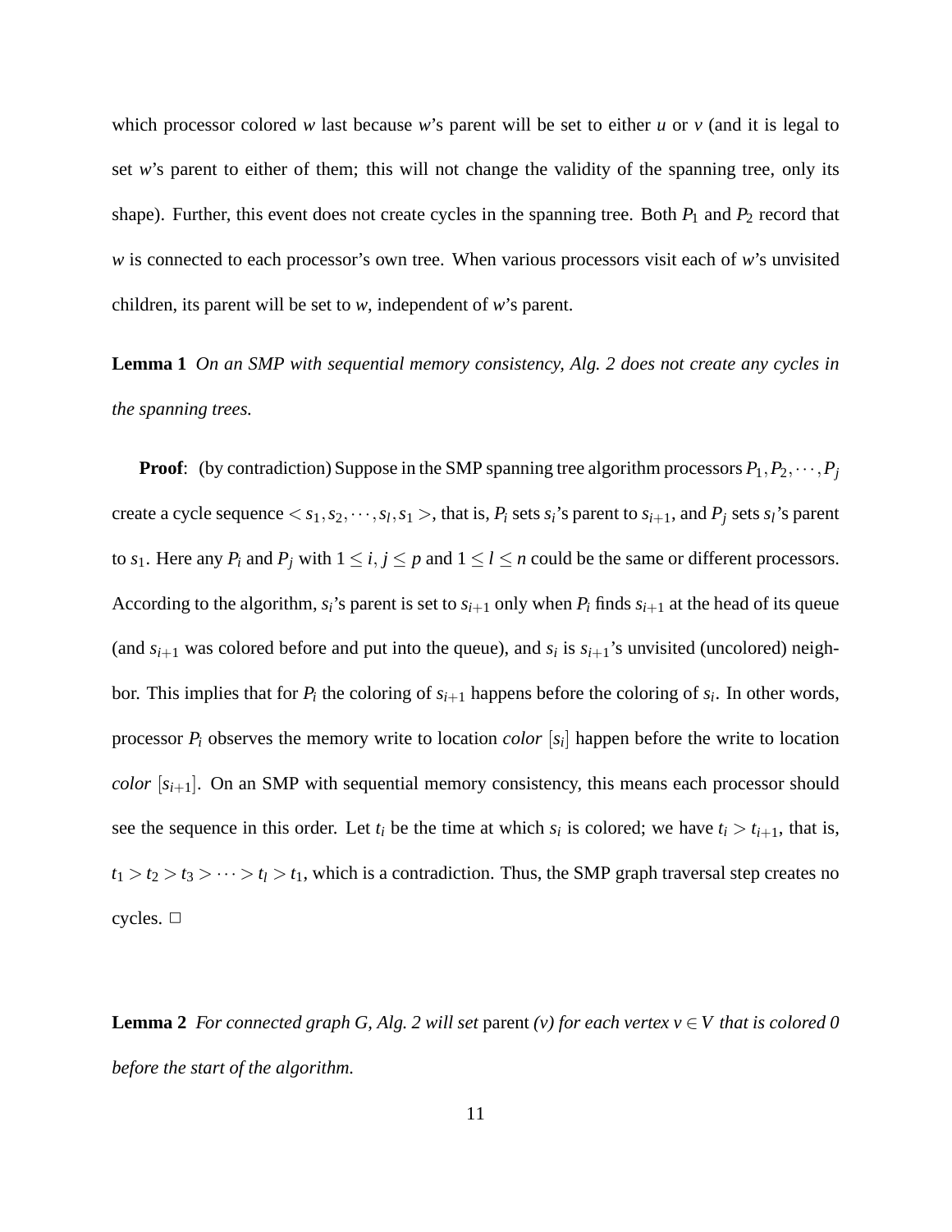which processor colored *w* last because *w*'s parent will be set to either *u* or *v* (and it is legal to set *w*'s parent to either of them; this will not change the validity of the spanning tree, only its shape). Further, this event does not create cycles in the spanning tree. Both $P_1$ and $P_2$ record that *w* is connected to each processor's own tree. When various processors visit each of *w*'s unvisited children, its parent will be set to *w*, independent of *w*'s parent.

**Lemma 1** *On an SMP with sequential memory consistency, Alg. 2 does not create any cycles in the spanning trees.*

**Proof**: (by contradiction) Suppose in the SMP spanning tree algorithm processors $P_1, P_2, \cdots, P_j$ create a cycle sequence $< s_1, s_2, \cdots, s_l, s_1 >$, that is, $P_i$ sets $s_i$'s parent to $s_{i+1}$, and $P_j$ sets $s_l$'s parent to $s_1$. Here any $P_i$ and $P_j$ with $1 \leq i, j \leq p$ and $1 \leq l \leq n$ could be the same or different processors. According to the algorithm, $s_i$'s parent is set to $s_{i+1}$ only when $P_i$ finds $s_{i+1}$ at the head of its queue (and $s_{i+1}$ was colored before and put into the queue), and $s_i$ is $s_{i+1}$'s unvisited (uncolored) neighbor. This implies that for $P_i$ the coloring of $s_{i+1}$ happens before the coloring of $s_i$. In other words, processor $P_i$ observes the memory write to location *color* $[s_i]$ happen before the write to location *color* $[s_{i+1}]$. On an SMP with sequential memory consistency, this means each processor should see the sequence in this order. Let $t_i$ be the time at which $s_i$ is colored; we have $t_i > t_{i+1}$, that is, $t_1 > t_2 > t_3 > \cdots > t_l > t_1$, which is a contradiction. Thus, the SMP graph traversal step creates no cycles. $\square$

**Lemma 2** *For connected graph G, Alg. 2 will set* parent *(v) for each vertex* $v \in V$ *that is colored 0 before the start of the algorithm.*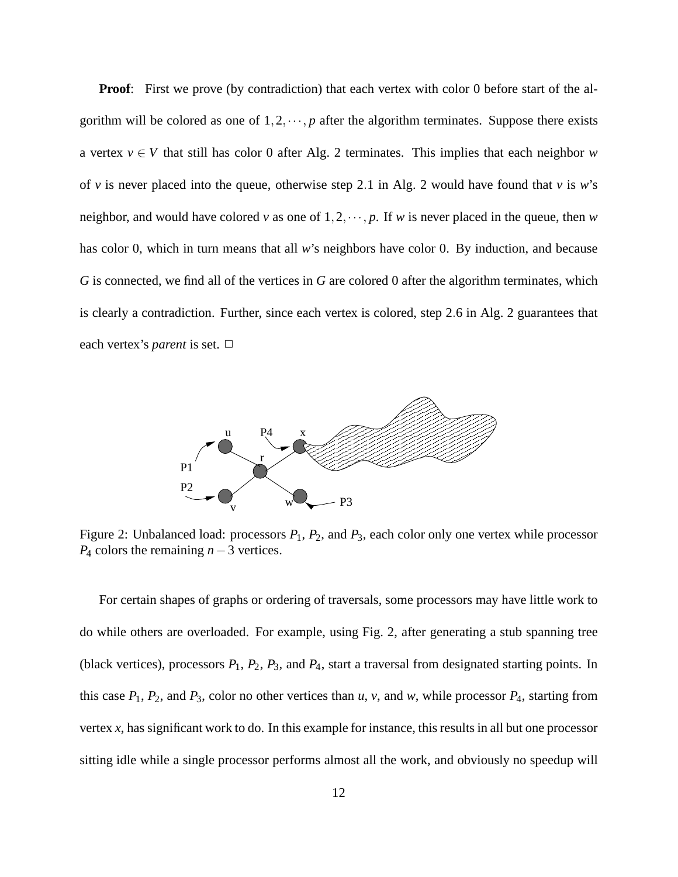**Proof**: First we prove (by contradiction) that each vertex with color 0 before start of the algorithm will be colored as one of $1, 2, \cdots, p$ after the algorithm terminates. Suppose there exists a vertex $v \in V$ that still has color 0 after Alg. 2 terminates. This implies that each neighbor $w$ of $v$ is never placed into the queue, otherwise step 2.1 in Alg. 2 would have found that $v$ is $w$'s neighbor, and would have colored $v$ as one of $1, 2, \cdots, p$. If $w$ is never placed in the queue, then $w$ has color 0, which in turn means that all $w$'s neighbors have color 0. By induction, and because $G$ is connected, we find all of the vertices in $G$ are colored 0 after the algorithm terminates, which is clearly a contradiction. Further, since each vertex is colored, step 2.6 in Alg. 2 guarantees that each vertex's *parent* is set. □

Figure 2: Unbalanced load: processors $P_1$, $P_2$, and $P_3$, each color only one vertex while processor $P_4$ colors the remaining $n-3$ vertices.

For certain shapes of graphs or ordering of traversals, some processors may have little work to do while others are overloaded. For example, using Fig. 2, after generating a stub spanning tree (black vertices), processors $P_1$, $P_2$, $P_3$, and $P_4$, start a traversal from designated starting points. In this case $P_1$, $P_2$, and $P_3$, color no other vertices than $u$, $v$, and $w$, while processor $P_4$, starting from vertex $x$, has significant work to do. In this example for instance, this results in all but one processor sitting idle while a single processor performs almost all the work, and obviously no speedup will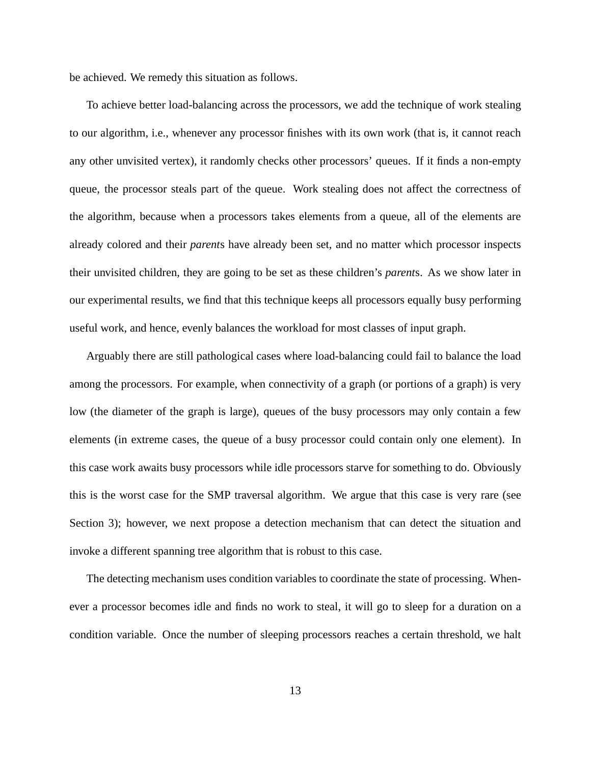be achieved. We remedy this situation as follows.

To achieve better load-balancing across the processors, we add the technique of work stealing to our algorithm, i.e., whenever any processor finishes with its own work (that is, it cannot reach any other unvisited vertex), it randomly checks other processors' queues. If it finds a non-empty queue, the processor steals part of the queue. Work stealing does not affect the correctness of the algorithm, because when a processors takes elements from a queue, all of the elements are already colored and their *parent*s have already been set, and no matter which processor inspects their unvisited children, they are going to be set as these children's *parent*s. As we show later in our experimental results, we find that this technique keeps all processors equally busy performing useful work, and hence, evenly balances the workload for most classes of input graph.

Arguably there are still pathological cases where load-balancing could fail to balance the load among the processors. For example, when connectivity of a graph (or portions of a graph) is very low (the diameter of the graph is large), queues of the busy processors may only contain a few elements (in extreme cases, the queue of a busy processor could contain only one element). In this case work awaits busy processors while idle processors starve for something to do. Obviously this is the worst case for the SMP traversal algorithm. We argue that this case is very rare (see Section 3); however, we next propose a detection mechanism that can detect the situation and invoke a different spanning tree algorithm that is robust to this case.

The detecting mechanism uses condition variables to coordinate the state of processing. Whenever a processor becomes idle and finds no work to steal, it will go to sleep for a duration on a condition variable. Once the number of sleeping processors reaches a certain threshold, we halt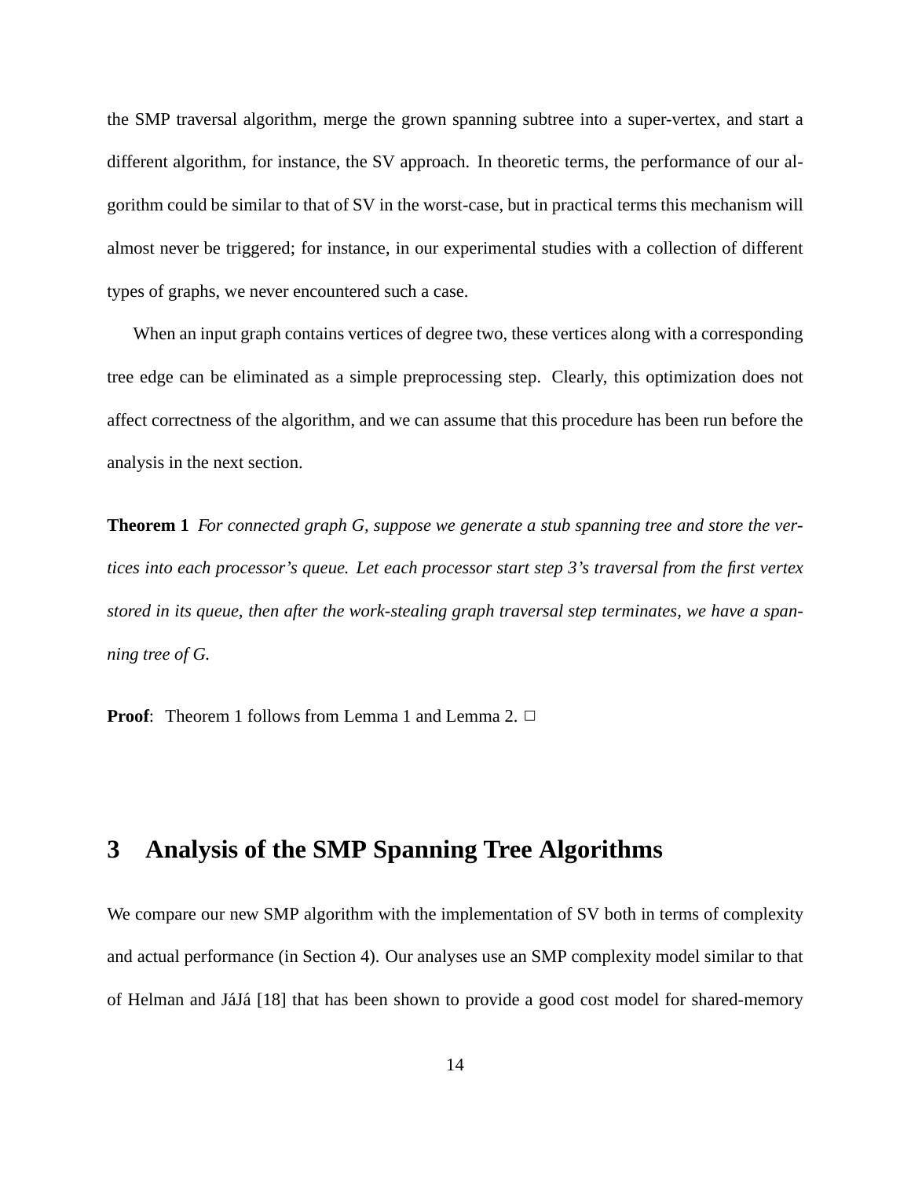the SMP traversal algorithm, merge the grown spanning subtree into a super-vertex, and start a different algorithm, for instance, the SV approach. In theoretic terms, the performance of our algorithm could be similar to that of SV in the worst-case, but in practical terms this mechanism will almost never be triggered; for instance, in our experimental studies with a collection of different types of graphs, we never encountered such a case.

When an input graph contains vertices of degree two, these vertices along with a corresponding tree edge can be eliminated as a simple preprocessing step. Clearly, this optimization does not affect correctness of the algorithm, and we can assume that this procedure has been run before the analysis in the next section.

**Theorem 1** *For connected graph G, suppose we generate a stub spanning tree and store the vertices into each processor's queue. Let each processor start step 3's traversal from the first vertex stored in its queue, then after the work-stealing graph traversal step terminates, we have a spanning tree of G.*

**Proof**: Theorem 1 follows from Lemma 1 and Lemma 2. □

## 3 Analysis of the SMP Spanning Tree Algorithms

We compare our new SMP algorithm with the implementation of SV both in terms of complexity and actual performance (in Section 4). Our analyses use an SMP complexity model similar to that of Helman and JáJá [18] that has been shown to provide a good cost model for shared-memory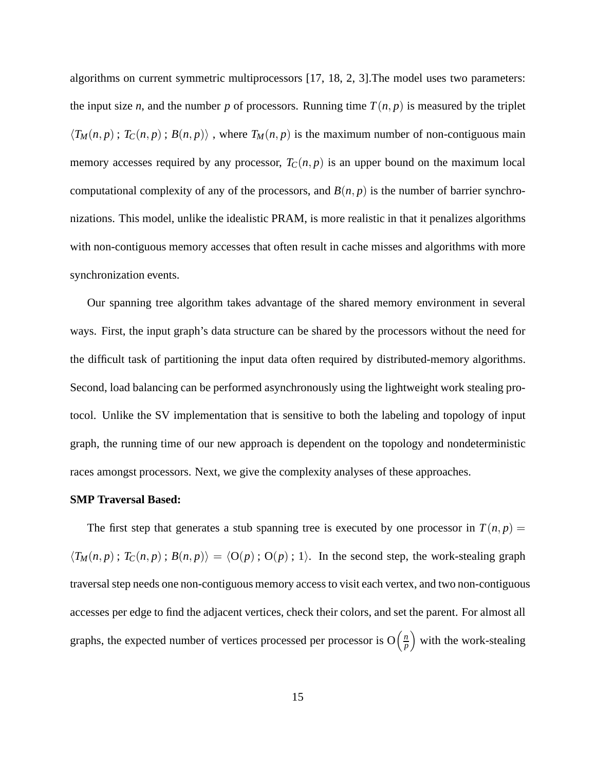algorithms on current symmetric multiprocessors [17, 18, 2, 3].The model uses two parameters: the input size *n*, and the number *p* of processors. Running time $T(n,p)$ is measured by the triplet $\langle T_M(n,p)\,;\,T_C(n,p)\,;\,B(n,p)\rangle$ , where $T_M(n,p)$ is the maximum number of non-contiguous main memory accesses required by any processor, $T_C(n,p)$ is an upper bound on the maximum local computational complexity of any of the processors, and $B(n,p)$ is the number of barrier synchronizations. This model, unlike the idealistic PRAM, is more realistic in that it penalizes algorithms with non-contiguous memory accesses that often result in cache misses and algorithms with more synchronization events.

Our spanning tree algorithm takes advantage of the shared memory environment in several ways. First, the input graph's data structure can be shared by the processors without the need for the difficult task of partitioning the input data often required by distributed-memory algorithms. Second, load balancing can be performed asynchronously using the lightweight work stealing protocol. Unlike the SV implementation that is sensitive to both the labeling and topology of input graph, the running time of our new approach is dependent on the topology and nondeterministic races amongst processors. Next, we give the complexity analyses of these approaches.

**SMP Traversal Based:**

The first step that generates a stub spanning tree is executed by one processor in $T(n,p) = \langle T_M(n,p)\,;\,T_C(n,p)\,;\,B(n,p)\rangle = \langle \mathrm{O}(p)\,;\,\mathrm{O}(p)\,;\,1\rangle$. In the second step, the work-stealing graph traversal step needs one non-contiguous memory access to visit each vertex, and two non-contiguous accesses per edge to find the adjacent vertices, check their colors, and set the parent. For almost all graphs, the expected number of vertices processed per processor is $\mathrm{O}\left(\frac{n}{p}\right)$ with the work-stealing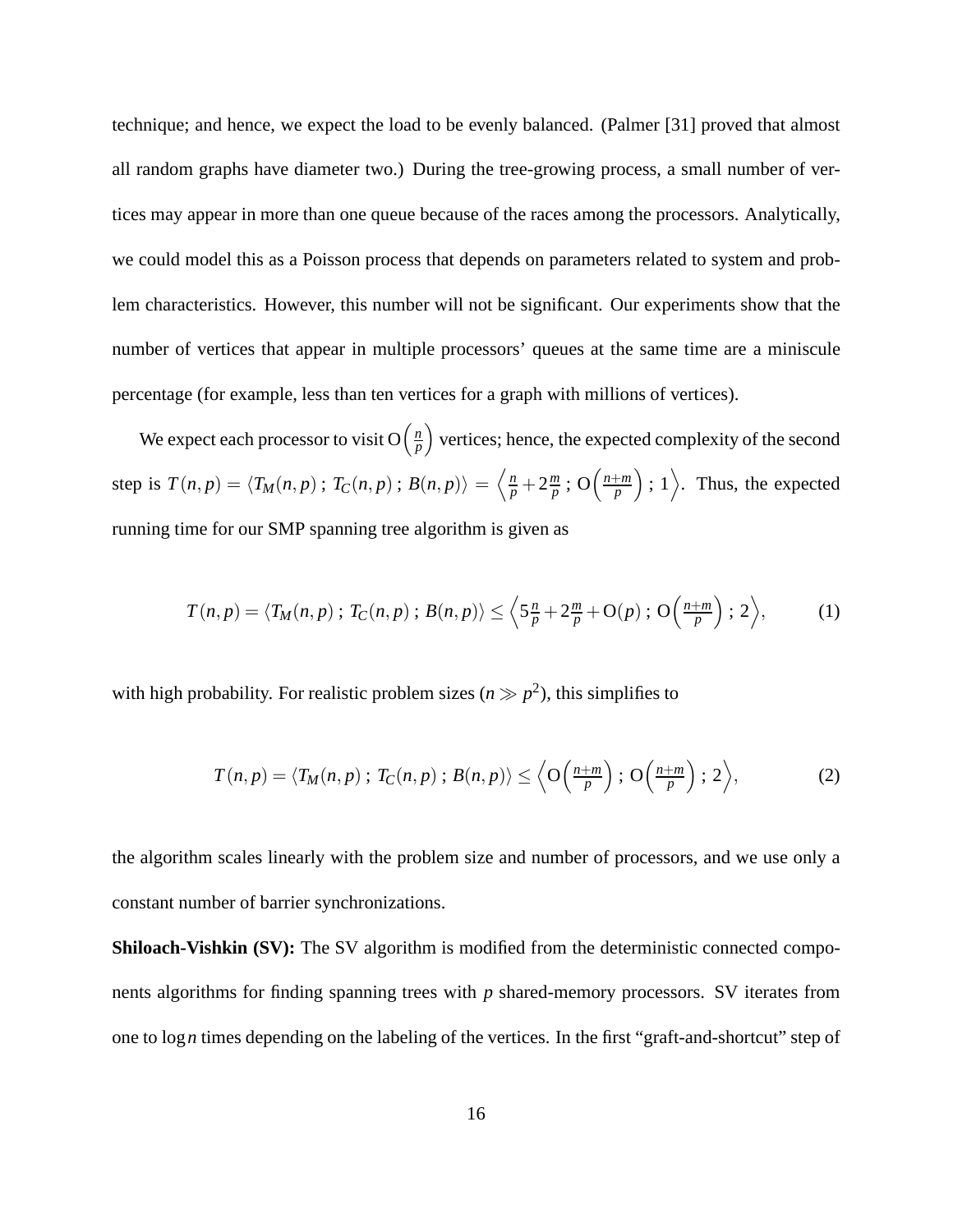technique; and hence, we expect the load to be evenly balanced. (Palmer [31] proved that almost all random graphs have diameter two.) During the tree-growing process, a small number of vertices may appear in more than one queue because of the races among the processors. Analytically, we could model this as a Poisson process that depends on parameters related to system and problem characteristics. However, this number will not be significant. Our experiments show that the number of vertices that appear in multiple processors' queues at the same time are a miniscule percentage (for example, less than ten vertices for a graph with millions of vertices).

We expect each processor to visit $\mathrm{O}\left(\frac{n}{p}\right)$ vertices; hence, the expected complexity of the second step is $T(n,p) = \langle T_M(n,p)\,;\, T_C(n,p)\,;\, B(n,p)\rangle = \left\langle \frac{n}{p} + 2\frac{m}{p}\,;\, \mathrm{O}\left(\frac{n+m}{p}\right)\,;\, 1\right\rangle$. Thus, the expected running time for our SMP spanning tree algorithm is given as

$$T(n,p) = \langle T_M(n,p)\,;\, T_C(n,p)\,;\, B(n,p)\rangle \leq \left\langle 5\frac{n}{p} + 2\frac{m}{p} + \mathrm{O}(p)\,;\, \mathrm{O}\left(\frac{n+m}{p}\right)\,;\, 2\right\rangle, \tag{1}$$

with high probability. For realistic problem sizes ($n \gg p^2$), this simplifies to

$$T(n,p) = \langle T_M(n,p)\,;\, T_C(n,p)\,;\, B(n,p)\rangle \leq \left\langle \mathrm{O}\left(\frac{n+m}{p}\right)\,;\, \mathrm{O}\left(\frac{n+m}{p}\right)\,;\, 2\right\rangle, \tag{2}$$

the algorithm scales linearly with the problem size and number of processors, and we use only a constant number of barrier synchronizations.

**Shiloach-Vishkin (SV):** The SV algorithm is modified from the deterministic connected components algorithms for finding spanning trees with $p$ shared-memory processors. SV iterates from one to $\log n$ times depending on the labeling of the vertices. In the first "graft-and-shortcut" step of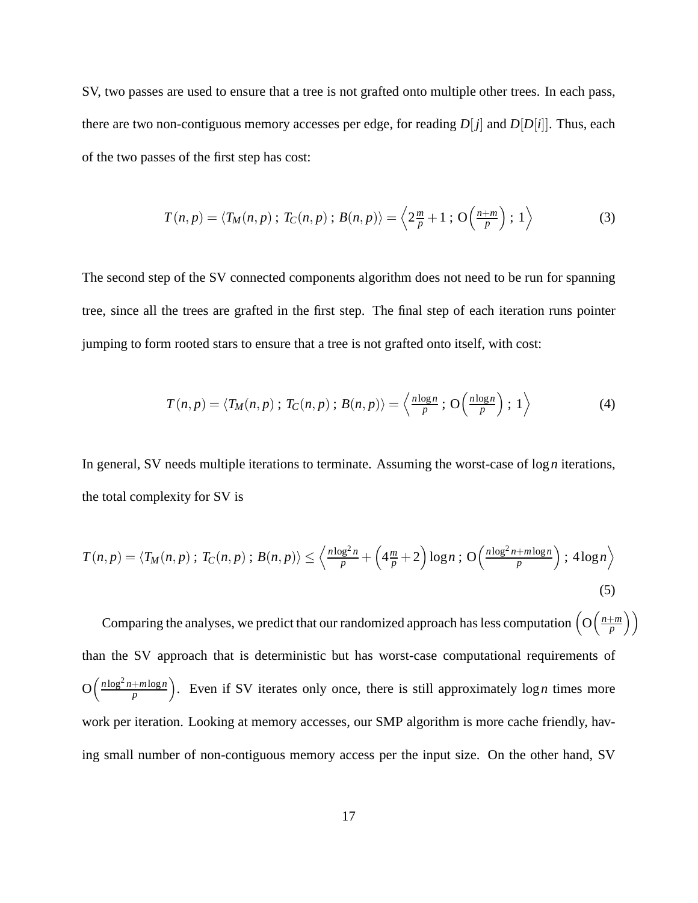SV, two passes are used to ensure that a tree is not grafted onto multiple other trees. In each pass, there are two non-contiguous memory accesses per edge, for reading $D[j]$ and $D[D[i]]$. Thus, each of the two passes of the first step has cost:

$$T(n,p) = \langle T_M(n,p)\ ;\ T_C(n,p)\ ;\ B(n,p)\rangle = \left\langle 2\frac{m}{p}+1\ ;\ \mathrm{O}\left(\frac{n+m}{p}\right)\ ;\ 1\right\rangle \tag{3}$$

The second step of the SV connected components algorithm does not need to be run for spanning tree, since all the trees are grafted in the first step. The final step of each iteration runs pointer jumping to form rooted stars to ensure that a tree is not grafted onto itself, with cost:

$$T(n,p) = \langle T_M(n,p)\ ;\ T_C(n,p)\ ;\ B(n,p)\rangle = \left\langle \frac{n\log n}{p}\ ;\ \mathrm{O}\left(\frac{n\log n}{p}\right)\ ;\ 1\right\rangle \tag{4}$$

In general, SV needs multiple iterations to terminate. Assuming the worst-case of $\log n$ iterations, the total complexity for SV is

$$T(n,p) = \langle T_M(n,p)\ ;\ T_C(n,p)\ ;\ B(n,p)\rangle \leq \left\langle \frac{n\log^2 n}{p} + \left(4\frac{m}{p}+2\right)\log n\ ;\ \mathrm{O}\left(\frac{n\log^2 n + m\log n}{p}\right)\ ;\ 4\log n\right\rangle \tag{5}$$

Comparing the analyses, we predict that our randomized approach has less computation $\left(\mathrm{O}\left(\frac{n+m}{p}\right)\right)$ than the SV approach that is deterministic but has worst-case computational requirements of $\mathrm{O}\left(\frac{n\log^2 n+m\log n}{p}\right)$. Even if SV iterates only once, there is still approximately $\log n$ times more work per iteration. Looking at memory accesses, our SMP algorithm is more cache friendly, having small number of non-contiguous memory access per the input size. On the other hand, SV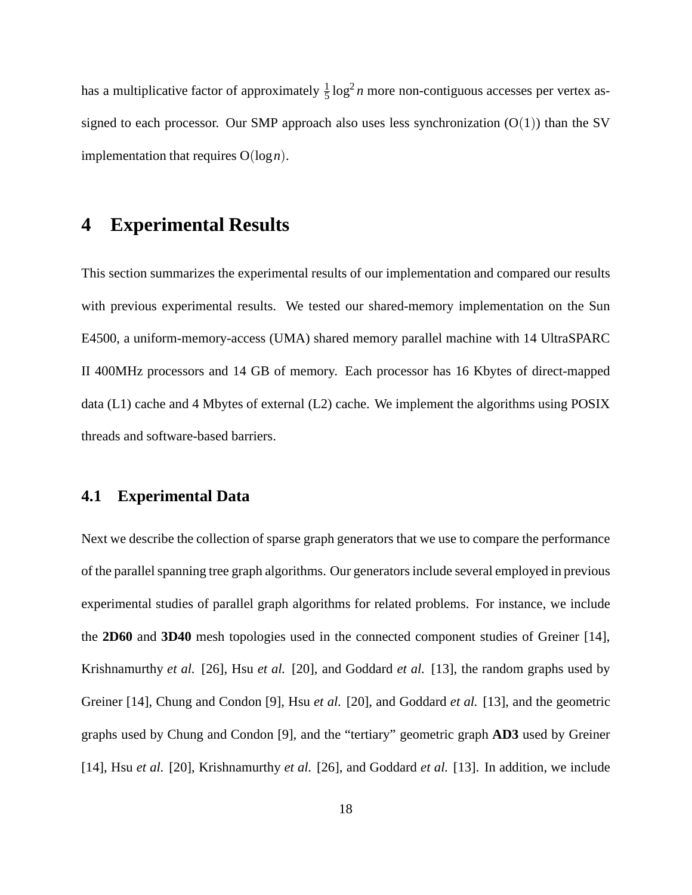has a multiplicative factor of approximately $\frac{1}{5}\log^2 n$ more non-contiguous accesses per vertex assigned to each processor. Our SMP approach also uses less synchronization ($O(1)$) than the SV implementation that requires $O(\log n)$.

# 4 Experimental Results

This section summarizes the experimental results of our implementation and compared our results with previous experimental results. We tested our shared-memory implementation on the Sun E4500, a uniform-memory-access (UMA) shared memory parallel machine with 14 UltraSPARC II 400MHz processors and 14 GB of memory. Each processor has 16 Kbytes of direct-mapped data (L1) cache and 4 Mbytes of external (L2) cache. We implement the algorithms using POSIX threads and software-based barriers.

## 4.1 Experimental Data

Next we describe the collection of sparse graph generators that we use to compare the performance of the parallel spanning tree graph algorithms. Our generators include several employed in previous experimental studies of parallel graph algorithms for related problems. For instance, we include the **2D60** and **3D40** mesh topologies used in the connected component studies of Greiner [14], Krishnamurthy *et al.* [26], Hsu *et al.* [20], and Goddard *et al.* [13], the random graphs used by Greiner [14], Chung and Condon [9], Hsu *et al.* [20], and Goddard *et al.* [13], and the geometric graphs used by Chung and Condon [9], and the "tertiary" geometric graph **AD3** used by Greiner [14], Hsu *et al.* [20], Krishnamurthy *et al.* [26], and Goddard *et al.* [13]. In addition, we include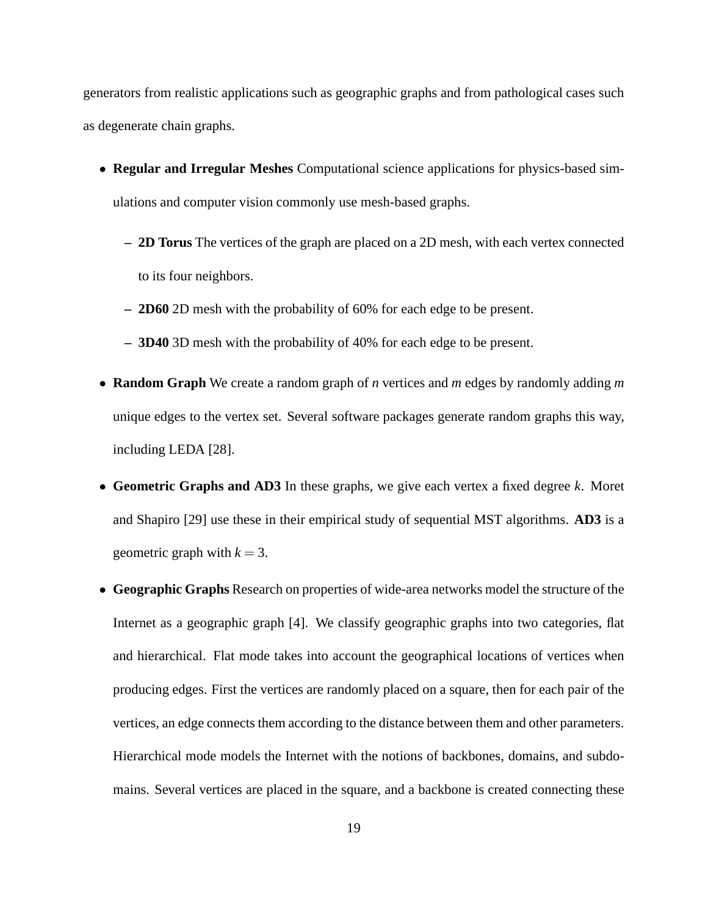generators from realistic applications such as geographic graphs and from pathological cases such as degenerate chain graphs.

- **Regular and Irregular Meshes** Computational science applications for physics-based simulations and computer vision commonly use mesh-based graphs.
  - **2D Torus** The vertices of the graph are placed on a 2D mesh, with each vertex connected to its four neighbors.
  - **2D60** 2D mesh with the probability of 60% for each edge to be present.
  - **3D40** 3D mesh with the probability of 40% for each edge to be present.
- **Random Graph** We create a random graph of $n$ vertices and $m$ edges by randomly adding $m$ unique edges to the vertex set. Several software packages generate random graphs this way, including LEDA [28].
- **Geometric Graphs and AD3** In these graphs, we give each vertex a fixed degree $k$. Moret and Shapiro [29] use these in their empirical study of sequential MST algorithms. **AD3** is a geometric graph with $k = 3$.
- **Geographic Graphs** Research on properties of wide-area networks model the structure of the Internet as a geographic graph [4]. We classify geographic graphs into two categories, flat and hierarchical. Flat mode takes into account the geographical locations of vertices when producing edges. First the vertices are randomly placed on a square, then for each pair of the vertices, an edge connects them according to the distance between them and other parameters. Hierarchical mode models the Internet with the notions of backbones, domains, and subdomains. Several vertices are placed in the square, and a backbone is created connecting these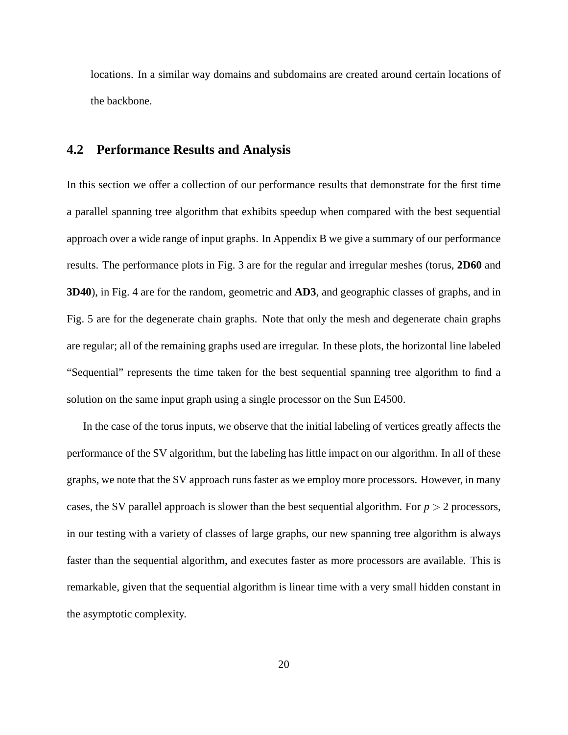locations. In a similar way domains and subdomains are created around certain locations of the backbone.

## 4.2 Performance Results and Analysis

In this section we offer a collection of our performance results that demonstrate for the first time a parallel spanning tree algorithm that exhibits speedup when compared with the best sequential approach over a wide range of input graphs. In Appendix B we give a summary of our performance results. The performance plots in Fig. 3 are for the regular and irregular meshes (torus, **2D60** and **3D40**), in Fig. 4 are for the random, geometric and **AD3**, and geographic classes of graphs, and in Fig. 5 are for the degenerate chain graphs. Note that only the mesh and degenerate chain graphs are regular; all of the remaining graphs used are irregular. In these plots, the horizontal line labeled "Sequential" represents the time taken for the best sequential spanning tree algorithm to find a solution on the same input graph using a single processor on the Sun E4500.

In the case of the torus inputs, we observe that the initial labeling of vertices greatly affects the performance of the SV algorithm, but the labeling has little impact on our algorithm. In all of these graphs, we note that the SV approach runs faster as we employ more processors. However, in many cases, the SV parallel approach is slower than the best sequential algorithm. For $p > 2$ processors, in our testing with a variety of classes of large graphs, our new spanning tree algorithm is always faster than the sequential algorithm, and executes faster as more processors are available. This is remarkable, given that the sequential algorithm is linear time with a very small hidden constant in the asymptotic complexity.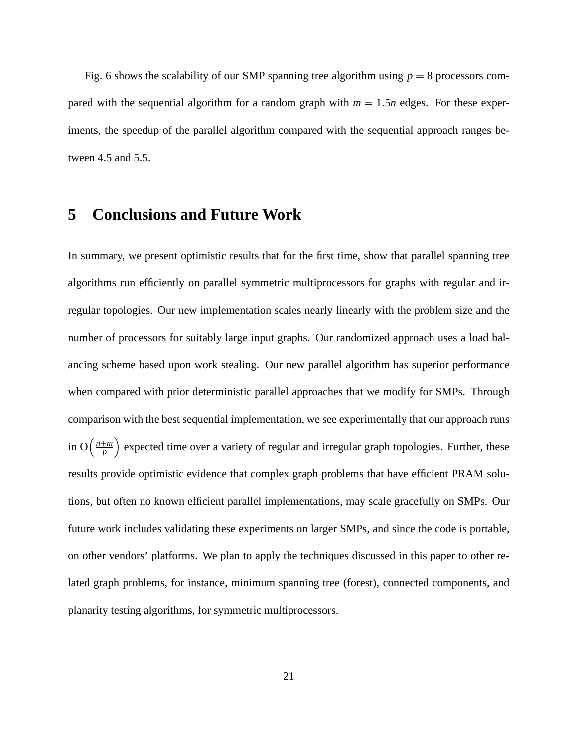Fig. 6 shows the scalability of our SMP spanning tree algorithm using $p = 8$ processors compared with the sequential algorithm for a random graph with $m = 1.5n$ edges. For these experiments, the speedup of the parallel algorithm compared with the sequential approach ranges between 4.5 and 5.5.

## 5 Conclusions and Future Work

In summary, we present optimistic results that for the first time, show that parallel spanning tree algorithms run efficiently on parallel symmetric multiprocessors for graphs with regular and irregular topologies. Our new implementation scales nearly linearly with the problem size and the number of processors for suitably large input graphs. Our randomized approach uses a load balancing scheme based upon work stealing. Our new parallel algorithm has superior performance when compared with prior deterministic parallel approaches that we modify for SMPs. Through comparison with the best sequential implementation, we see experimentally that our approach runs in $O\left(\frac{n+m}{p}\right)$ expected time over a variety of regular and irregular graph topologies. Further, these results provide optimistic evidence that complex graph problems that have efficient PRAM solutions, but often no known efficient parallel implementations, may scale gracefully on SMPs. Our future work includes validating these experiments on larger SMPs, and since the code is portable, on other vendors' platforms. We plan to apply the techniques discussed in this paper to other related graph problems, for instance, minimum spanning tree (forest), connected components, and planarity testing algorithms, for symmetric multiprocessors.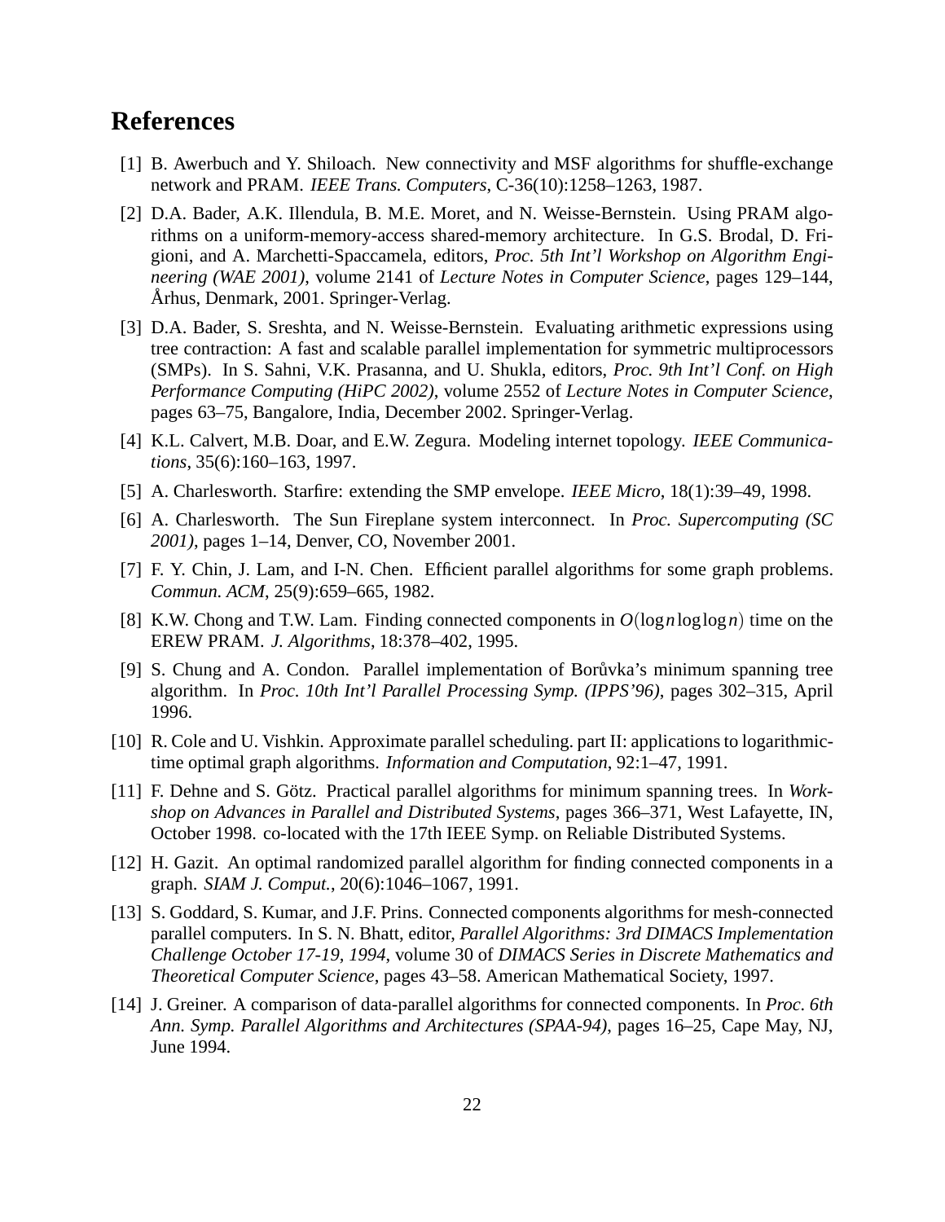# References

[1] B. Awerbuch and Y. Shiloach. New connectivity and MSF algorithms for shuffle-exchange network and PRAM. *IEEE Trans. Computers*, C-36(10):1258–1263, 1987.

[2] D.A. Bader, A.K. Illendula, B. M.E. Moret, and N. Weisse-Bernstein. Using PRAM algorithms on a uniform-memory-access shared-memory architecture. In G.S. Brodal, D. Frigioni, and A. Marchetti-Spaccamela, editors, *Proc. 5th Int'l Workshop on Algorithm Engineering (WAE 2001)*, volume 2141 of *Lecture Notes in Computer Science*, pages 129–144, Århus, Denmark, 2001. Springer-Verlag.

[3] D.A. Bader, S. Sreshta, and N. Weisse-Bernstein. Evaluating arithmetic expressions using tree contraction: A fast and scalable parallel implementation for symmetric multiprocessors (SMPs). In S. Sahni, V.K. Prasanna, and U. Shukla, editors, *Proc. 9th Int'l Conf. on High Performance Computing (HiPC 2002)*, volume 2552 of *Lecture Notes in Computer Science*, pages 63–75, Bangalore, India, December 2002. Springer-Verlag.

[4] K.L. Calvert, M.B. Doar, and E.W. Zegura. Modeling internet topology. *IEEE Communications*, 35(6):160–163, 1997.

[5] A. Charlesworth. Starfire: extending the SMP envelope. *IEEE Micro*, 18(1):39–49, 1998.

[6] A. Charlesworth. The Sun Fireplane system interconnect. In *Proc. Supercomputing (SC 2001)*, pages 1–14, Denver, CO, November 2001.

[7] F. Y. Chin, J. Lam, and I-N. Chen. Efficient parallel algorithms for some graph problems. *Commun. ACM*, 25(9):659–665, 1982.

[8] K.W. Chong and T.W. Lam. Finding connected components in $O(\log n \log\log n)$ time on the EREW PRAM. *J. Algorithms*, 18:378–402, 1995.

[9] S. Chung and A. Condon. Parallel implementation of Borůvka's minimum spanning tree algorithm. In *Proc. 10th Int'l Parallel Processing Symp. (IPPS'96)*, pages 302–315, April 1996.

[10] R. Cole and U. Vishkin. Approximate parallel scheduling. part II: applications to logarithmic-time optimal graph algorithms. *Information and Computation*, 92:1–47, 1991.

[11] F. Dehne and S. Götz. Practical parallel algorithms for minimum spanning trees. In *Workshop on Advances in Parallel and Distributed Systems*, pages 366–371, West Lafayette, IN, October 1998. co-located with the 17th IEEE Symp. on Reliable Distributed Systems.

[12] H. Gazit. An optimal randomized parallel algorithm for finding connected components in a graph. *SIAM J. Comput.*, 20(6):1046–1067, 1991.

[13] S. Goddard, S. Kumar, and J.F. Prins. Connected components algorithms for mesh-connected parallel computers. In S. N. Bhatt, editor, *Parallel Algorithms: 3rd DIMACS Implementation Challenge October 17-19, 1994*, volume 30 of *DIMACS Series in Discrete Mathematics and Theoretical Computer Science*, pages 43–58. American Mathematical Society, 1997.

[14] J. Greiner. A comparison of data-parallel algorithms for connected components. In *Proc. 6th Ann. Symp. Parallel Algorithms and Architectures (SPAA-94)*, pages 16–25, Cape May, NJ, June 1994.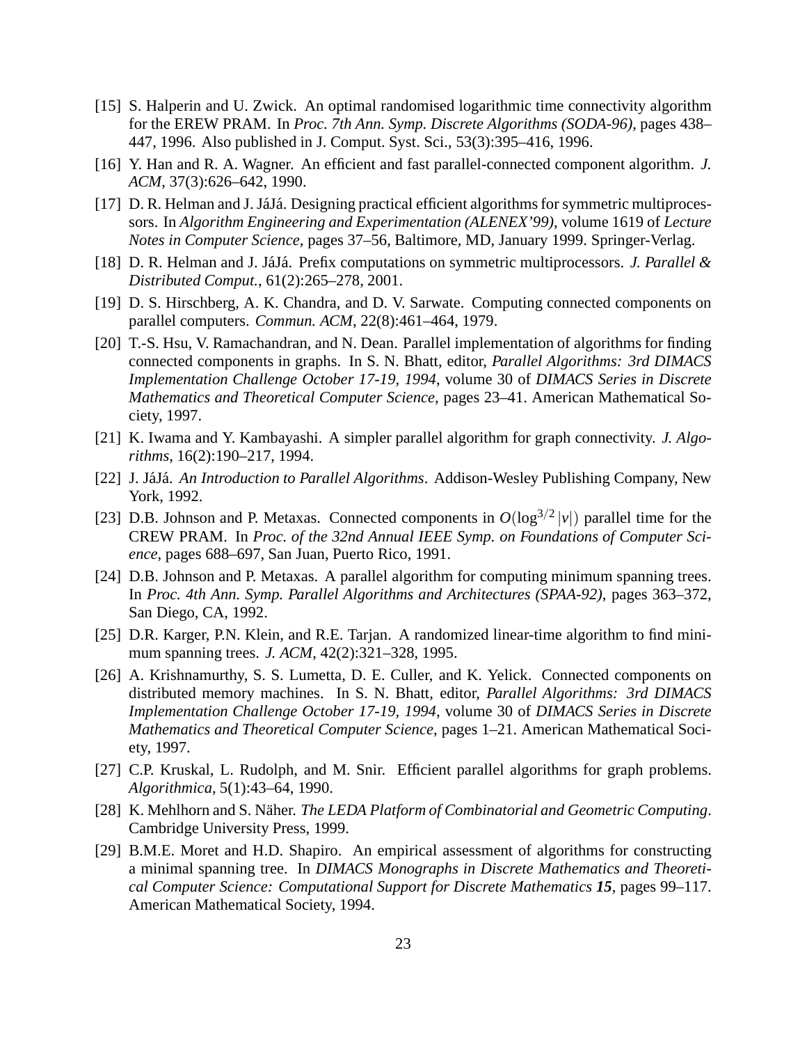[15] S. Halperin and U. Zwick. An optimal randomised logarithmic time connectivity algorithm for the EREW PRAM. In *Proc. 7th Ann. Symp. Discrete Algorithms (SODA-96)*, pages 438–447, 1996. Also published in J. Comput. Syst. Sci., 53(3):395–416, 1996.

[16] Y. Han and R. A. Wagner. An efficient and fast parallel-connected component algorithm. *J. ACM*, 37(3):626–642, 1990.

[17] D. R. Helman and J. JáJá. Designing practical efficient algorithms for symmetric multiprocessors. In *Algorithm Engineering and Experimentation (ALENEX'99)*, volume 1619 of *Lecture Notes in Computer Science*, pages 37–56, Baltimore, MD, January 1999. Springer-Verlag.

[18] D. R. Helman and J. JáJá. Prefix computations on symmetric multiprocessors. *J. Parallel & Distributed Comput.*, 61(2):265–278, 2001.

[19] D. S. Hirschberg, A. K. Chandra, and D. V. Sarwate. Computing connected components on parallel computers. *Commun. ACM*, 22(8):461–464, 1979.

[20] T.-S. Hsu, V. Ramachandran, and N. Dean. Parallel implementation of algorithms for finding connected components in graphs. In S. N. Bhatt, editor, *Parallel Algorithms: 3rd DIMACS Implementation Challenge October 17-19, 1994*, volume 30 of *DIMACS Series in Discrete Mathematics and Theoretical Computer Science*, pages 23–41. American Mathematical Society, 1997.

[21] K. Iwama and Y. Kambayashi. A simpler parallel algorithm for graph connectivity. *J. Algorithms*, 16(2):190–217, 1994.

[22] J. JáJá. *An Introduction to Parallel Algorithms*. Addison-Wesley Publishing Company, New York, 1992.

[23] D.B. Johnson and P. Metaxas. Connected components in $O(\log^{3/2}|v|)$ parallel time for the CREW PRAM. In *Proc. of the 32nd Annual IEEE Symp. on Foundations of Computer Science*, pages 688–697, San Juan, Puerto Rico, 1991.

[24] D.B. Johnson and P. Metaxas. A parallel algorithm for computing minimum spanning trees. In *Proc. 4th Ann. Symp. Parallel Algorithms and Architectures (SPAA-92)*, pages 363–372, San Diego, CA, 1992.

[25] D.R. Karger, P.N. Klein, and R.E. Tarjan. A randomized linear-time algorithm to find minimum spanning trees. *J. ACM*, 42(2):321–328, 1995.

[26] A. Krishnamurthy, S. S. Lumetta, D. E. Culler, and K. Yelick. Connected components on distributed memory machines. In S. N. Bhatt, editor, *Parallel Algorithms: 3rd DIMACS Implementation Challenge October 17-19, 1994*, volume 30 of *DIMACS Series in Discrete Mathematics and Theoretical Computer Science*, pages 1–21. American Mathematical Society, 1997.

[27] C.P. Kruskal, L. Rudolph, and M. Snir. Efficient parallel algorithms for graph problems. *Algorithmica*, 5(1):43–64, 1990.

[28] K. Mehlhorn and S. Näher. *The LEDA Platform of Combinatorial and Geometric Computing*. Cambridge University Press, 1999.

[29] B.M.E. Moret and H.D. Shapiro. An empirical assessment of algorithms for constructing a minimal spanning tree. In *DIMACS Monographs in Discrete Mathematics and Theoretical Computer Science: Computational Support for Discrete Mathematics* ***15***, pages 99–117. American Mathematical Society, 1994.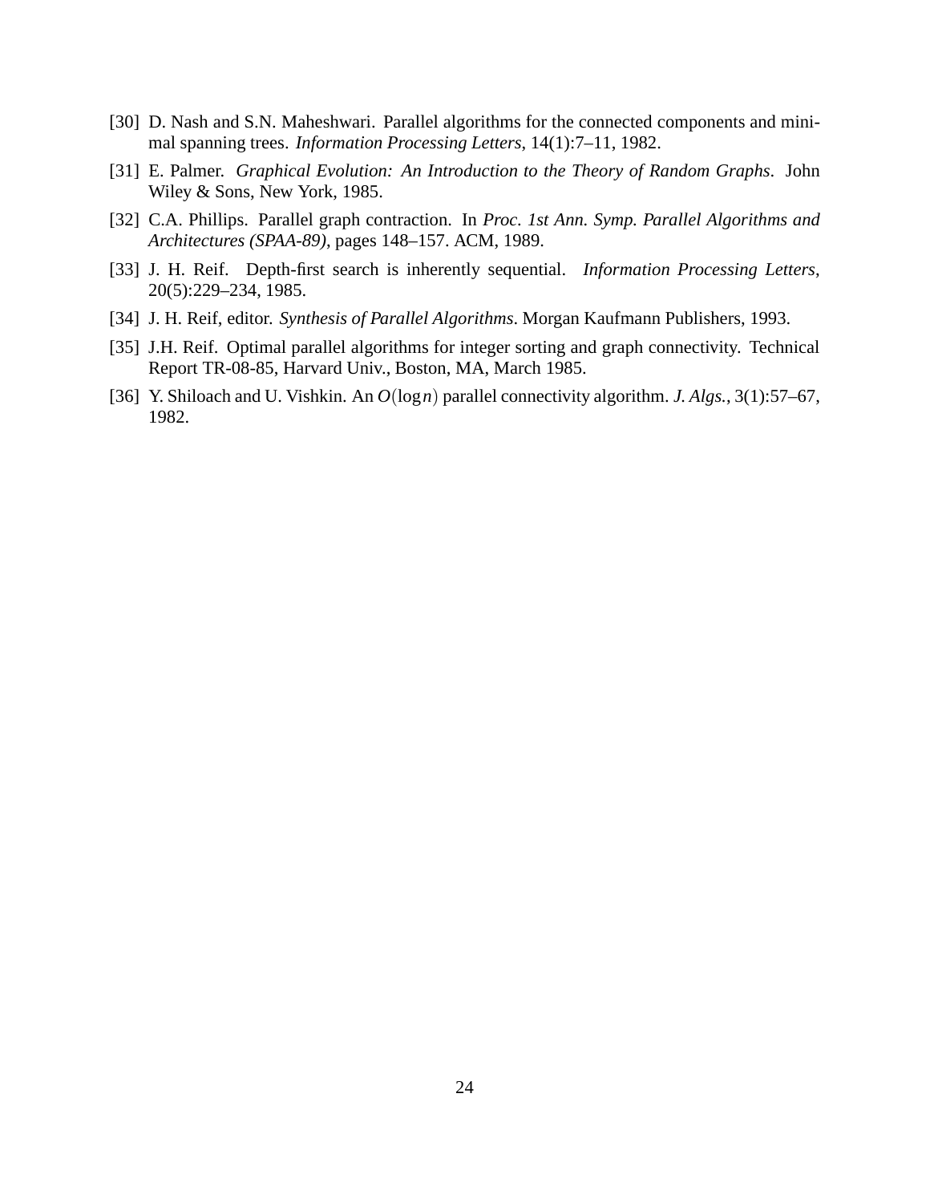[30] D. Nash and S.N. Maheshwari. Parallel algorithms for the connected components and minimal spanning trees. *Information Processing Letters*, 14(1):7–11, 1982.

[31] E. Palmer. *Graphical Evolution: An Introduction to the Theory of Random Graphs*. John Wiley & Sons, New York, 1985.

[32] C.A. Phillips. Parallel graph contraction. In *Proc. 1st Ann. Symp. Parallel Algorithms and Architectures (SPAA-89)*, pages 148–157. ACM, 1989.

[33] J. H. Reif. Depth-first search is inherently sequential. *Information Processing Letters*, 20(5):229–234, 1985.

[34] J. H. Reif, editor. *Synthesis of Parallel Algorithms*. Morgan Kaufmann Publishers, 1993.

[35] J.H. Reif. Optimal parallel algorithms for integer sorting and graph connectivity. Technical Report TR-08-85, Harvard Univ., Boston, MA, March 1985.

[36] Y. Shiloach and U. Vishkin. An $O(\log n)$ parallel connectivity algorithm. *J. Algs.*, 3(1):57–67, 1982.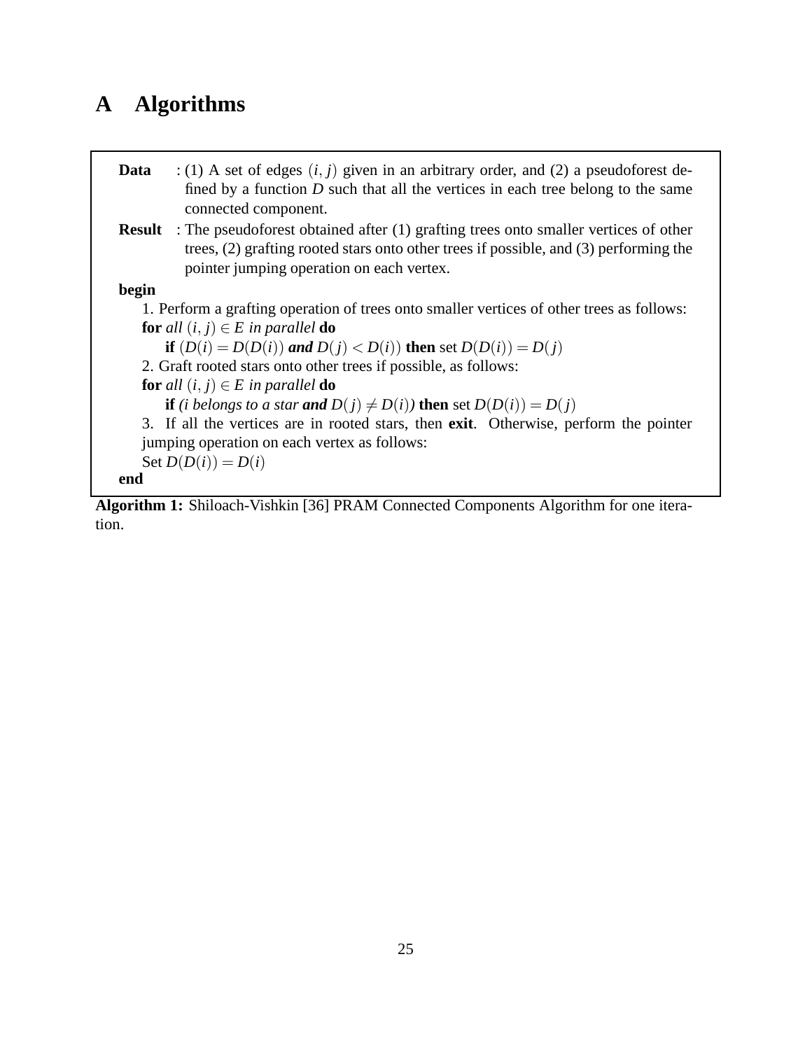# A Algorithms

**Data** : (1) A set of edges $(i, j)$ given in an arbitrary order, and (2) a pseudoforest defined by a function $D$ such that all the vertices in each tree belong to the same connected component.

**Result** : The pseudoforest obtained after (1) grafting trees onto smaller vertices of other trees, (2) grafting rooted stars onto other trees if possible, and (3) performing the pointer jumping operation on each vertex.

**begin**

1. Perform a grafting operation of trees onto smaller vertices of other trees as follows:

   **for** *all* $(i, j) \in E$ *in parallel* **do**

   **if** $(D(i) = D(D(i))$ ***and*** $D(j) < D(i))$ **then** set $D(D(i)) = D(j)$

2. Graft rooted stars onto other trees if possible, as follows:

   **for** *all* $(i, j) \in E$ *in parallel* **do**

   **if** *(i belongs to a star* ***and*** $D(j) \neq D(i)$*)* **then** set $D(D(i)) = D(j)$

3. If all the vertices are in rooted stars, then **exit**. Otherwise, perform the pointer jumping operation on each vertex as follows:

   Set $D(D(i)) = D(i)$

**end**

**Algorithm 1:** Shiloach-Vishkin [36] PRAM Connected Components Algorithm for one iteration.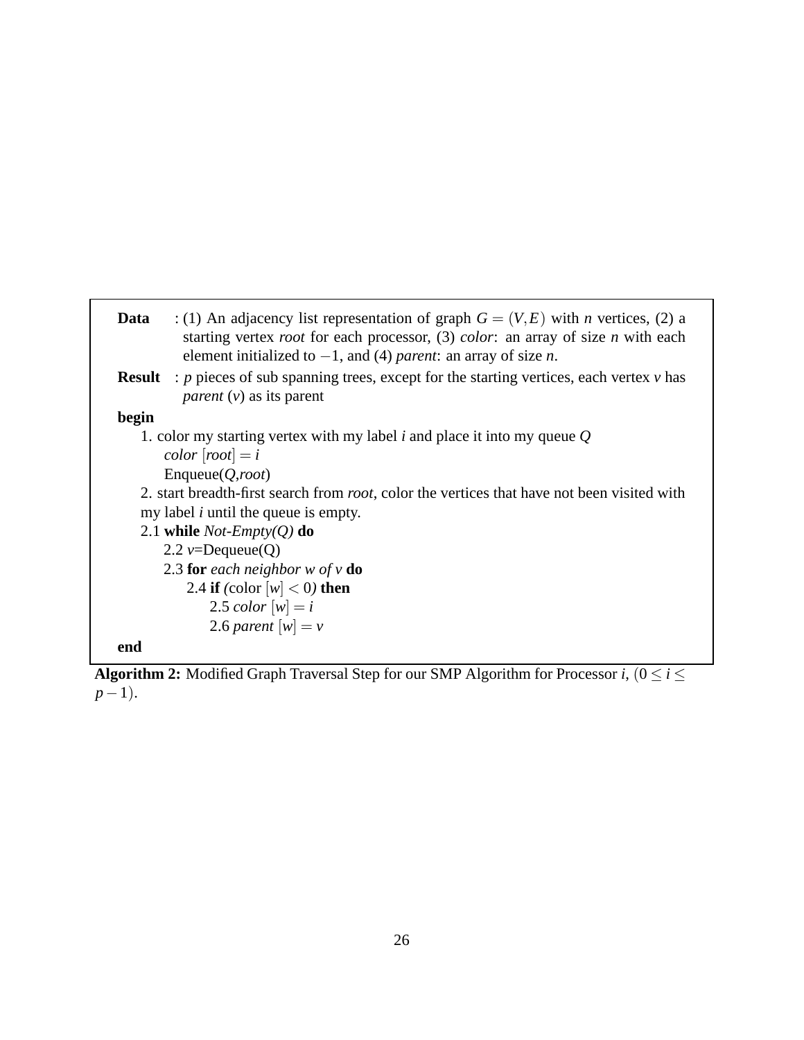**Data** : (1) An adjacency list representation of graph $G = (V, E)$ with $n$ vertices, (2) a starting vertex *root* for each processor, (3) *color*: an array of size $n$ with each element initialized to $-1$, and (4) *parent*: an array of size $n$.

**Result** : $p$ pieces of sub spanning trees, except for the starting vertices, each vertex $v$ has *parent* ($v$) as its parent

**begin**

1. color my starting vertex with my label $i$ and place it into my queue $Q$
   - *color* $[root] = i$
   - Enqueue($Q$,*root*)
2. start breadth-first search from *root*, color the vertices that have not been visited with my label $i$ until the queue is empty.

2.1 **while** *Not-Empty(Q)* **do**

  2.2 $v$=Dequeue(Q)

  2.3 **for** *each neighbor w of v* **do**

    2.4 **if** *(*color $[w] < 0$*)* **then**

      2.5 *color* $[w] = i$

      2.6 *parent* $[w] = v$

**end**

**Algorithm 2:** Modified Graph Traversal Step for our SMP Algorithm for Processor $i$, $(0 \le i \le p-1)$.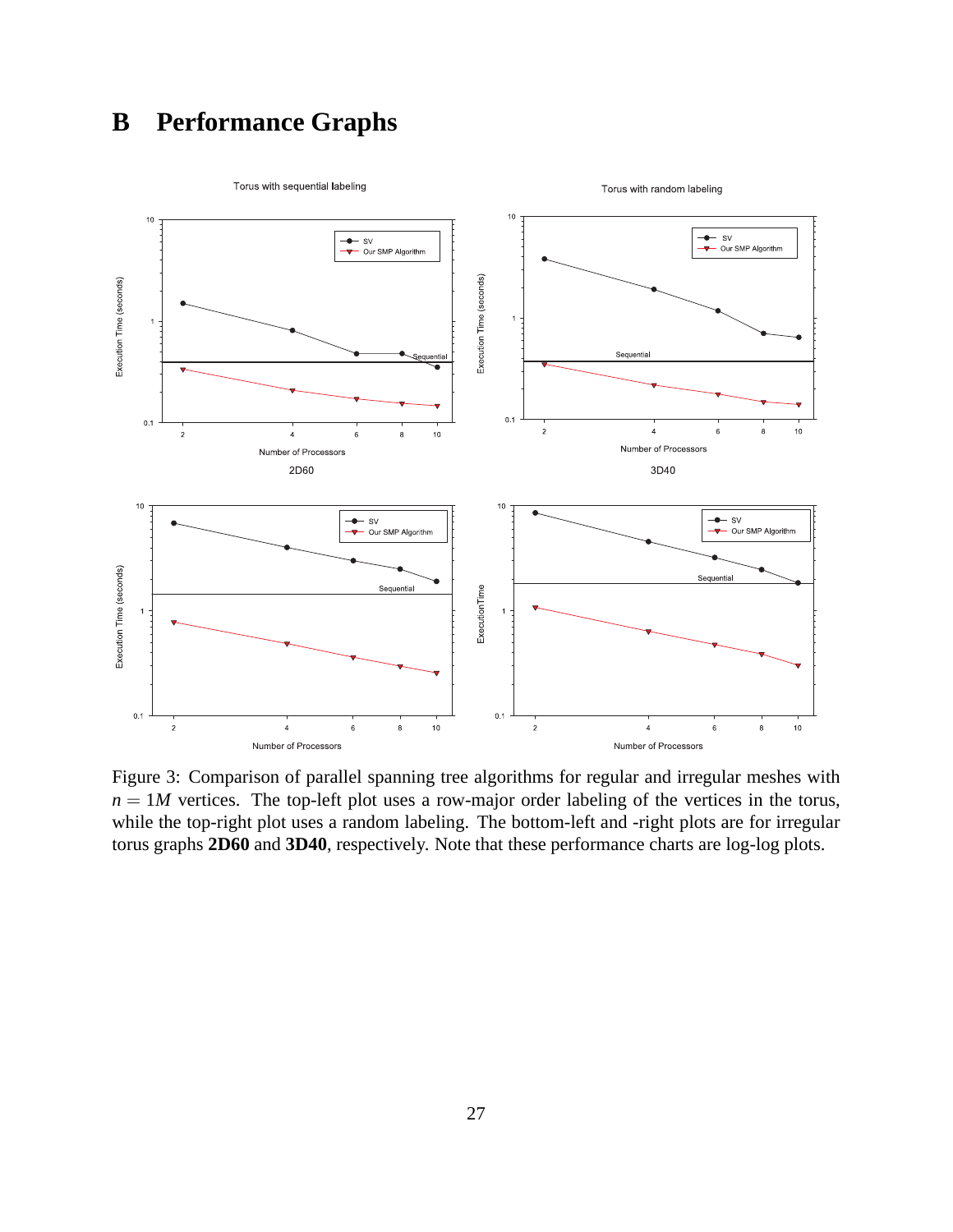# B Performance Graphs

Figure 3: Comparison of parallel spanning tree algorithms for regular and irregular meshes with $n = 1M$ vertices. The top-left plot uses a row-major order labeling of the vertices in the torus, while the top-right plot uses a random labeling. The bottom-left and -right plots are for irregular torus graphs **2D60** and **3D40**, respectively. Note that these performance charts are log-log plots.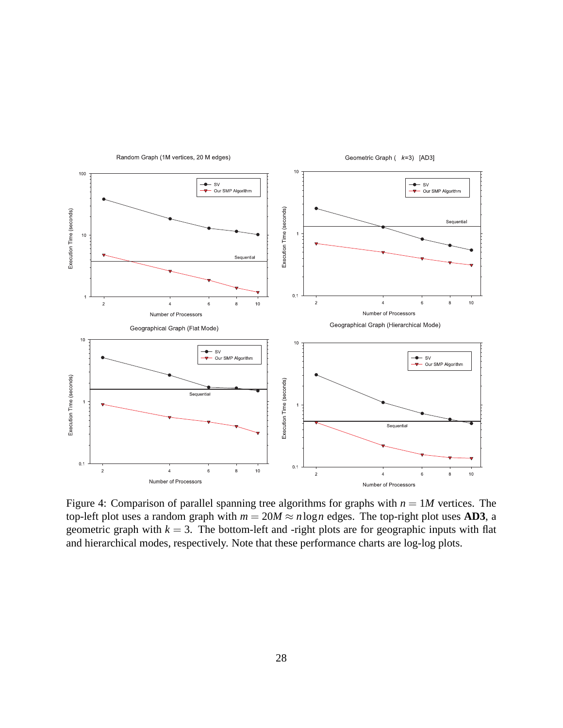Figure 4: Comparison of parallel spanning tree algorithms for graphs with $n = 1M$ vertices. The top-left plot uses a random graph with $m = 20M \approx n \log n$ edges. The top-right plot uses **AD3**, a geometric graph with $k = 3$. The bottom-left and -right plots are for geographic inputs with flat and hierarchical modes, respectively. Note that these performance charts are log-log plots.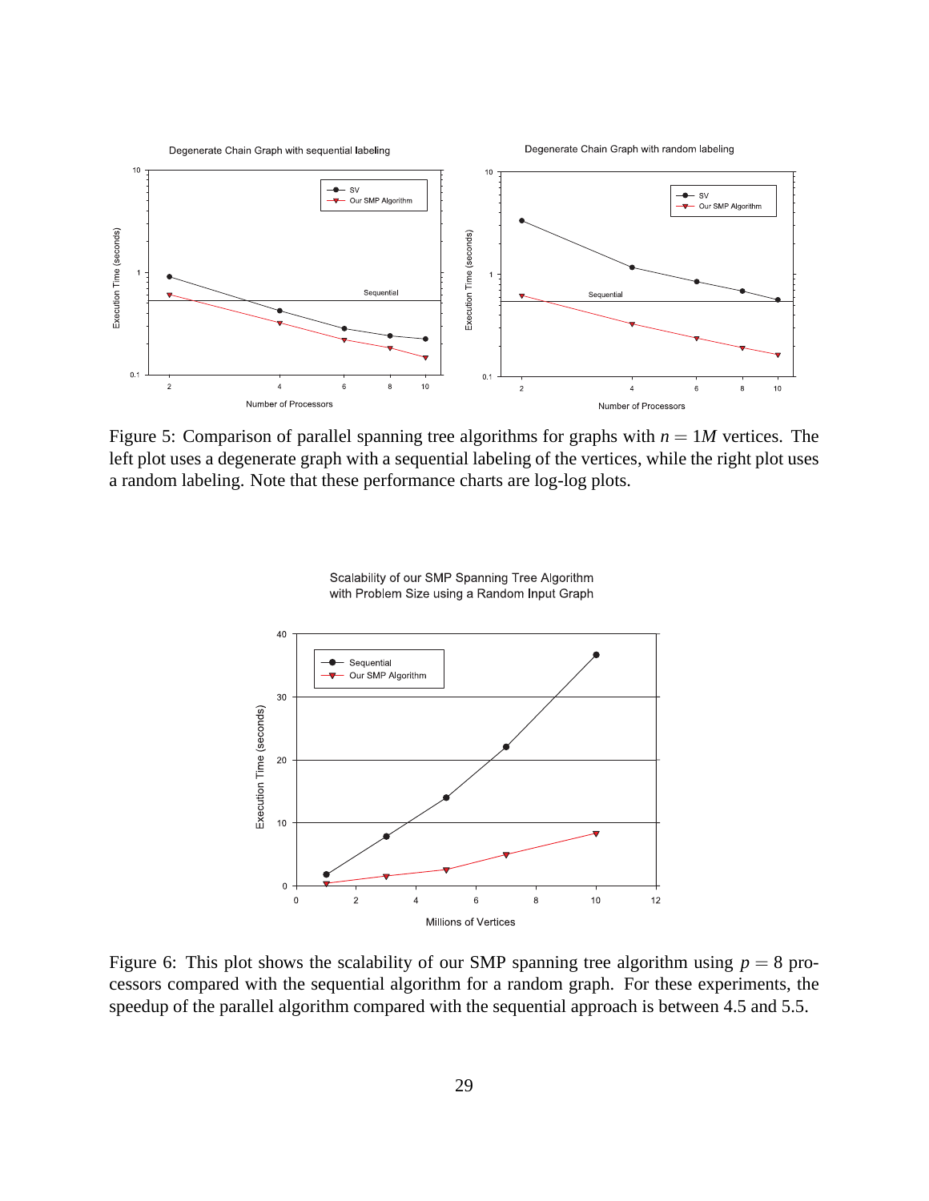Degenerate Chain Graph with sequential labeling

Execution Time (seconds)

10

1

0.1

2 4 6 8 10

Number of Processors

SV

Our SMP Algorithm

Sequential

Degenerate Chain Graph with random labeling

Execution Time (seconds)

10

1

0.1

2 4 6 8 10

Number of Processors

SV

Our SMP Algorithm

Sequential

Figure 5: Comparison of parallel spanning tree algorithms for graphs with $n = 1M$ vertices. The left plot uses a degenerate graph with a sequential labeling of the vertices, while the right plot uses a random labeling. Note that these performance charts are log-log plots.

Scalability of our SMP Spanning Tree Algorithm
with Problem Size using a Random Input Graph

Execution Time (seconds)

40

30

20

10

0

0 2 4 6 8 10 12

Millions of Vertices

Sequential

Our SMP Algorithm

Figure 6: This plot shows the scalability of our SMP spanning tree algorithm using $p = 8$ processors compared with the sequential algorithm for a random graph. For these experiments, the speedup of the parallel algorithm compared with the sequential approach is between 4.5 and 5.5.